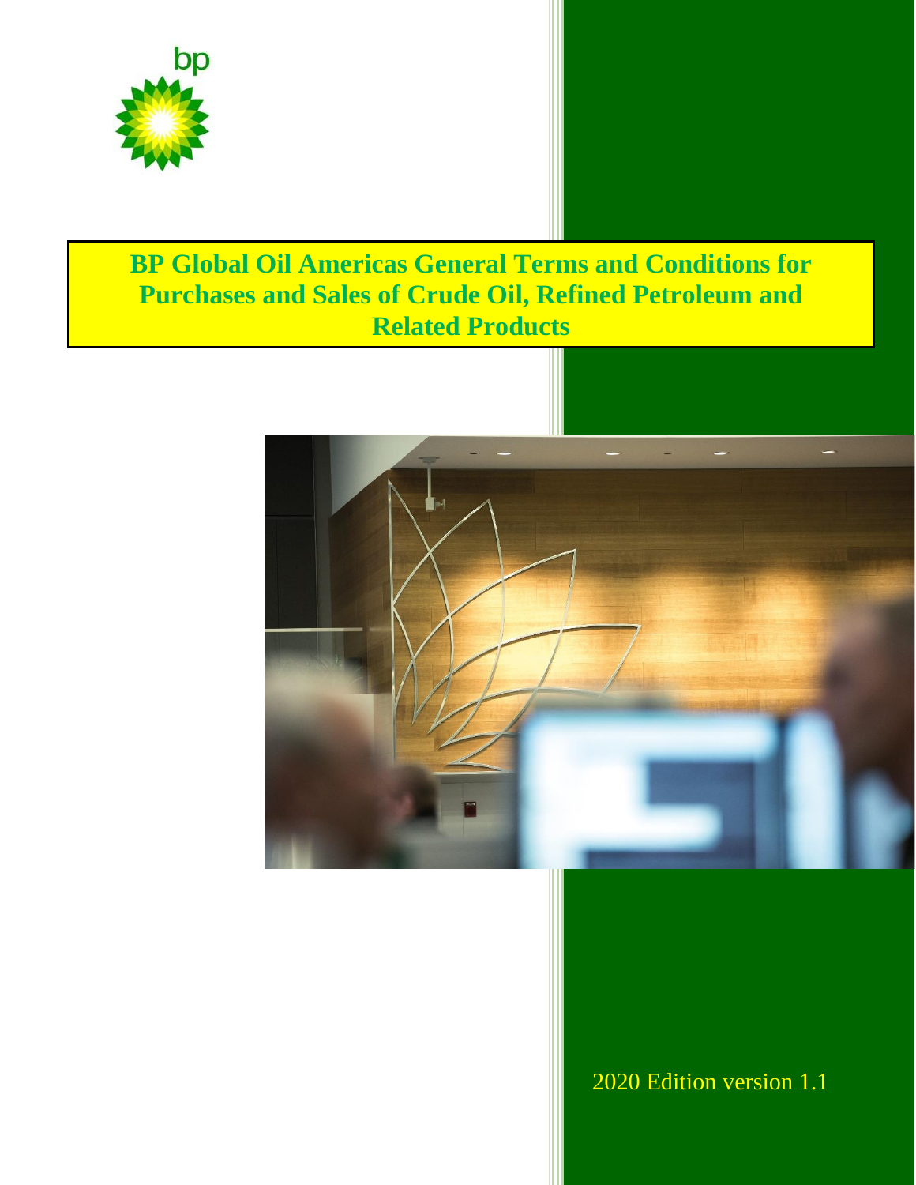bp

# BP Global Oil Americas General Terms and Conditions for Purchases and Sales of Crude Oil, Refined Petroleum and Related Products

2020 Edition version 1.1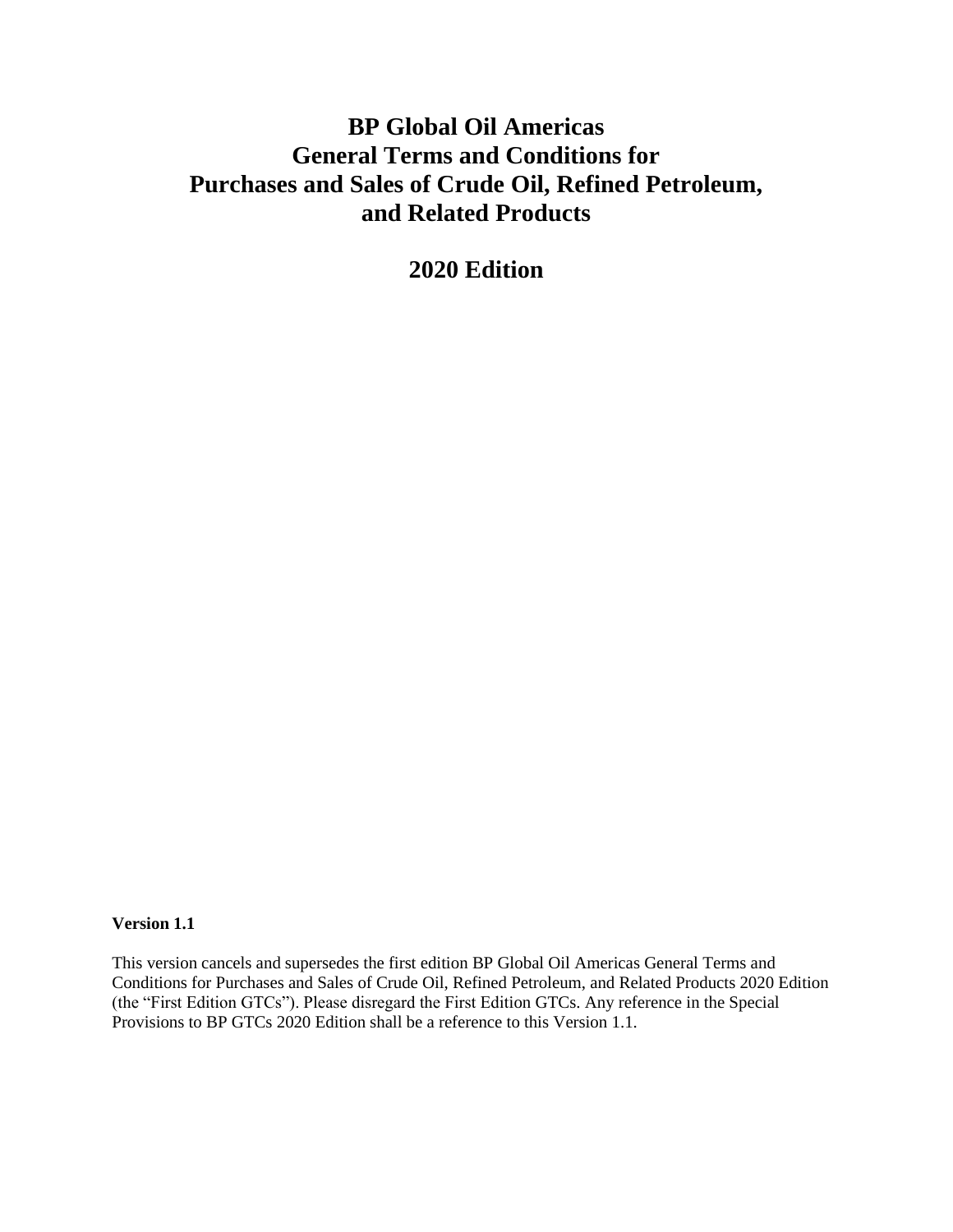# BP Global Oil Americas
# General Terms and Conditions for Purchases and Sales of Crude Oil, Refined Petroleum, and Related Products

## 2020 Edition

**Version 1.1**

This version cancels and supersedes the first edition BP Global Oil Americas General Terms and Conditions for Purchases and Sales of Crude Oil, Refined Petroleum, and Related Products 2020 Edition (the "First Edition GTCs"). Please disregard the First Edition GTCs. Any reference in the Special Provisions to BP GTCs 2020 Edition shall be a reference to this Version 1.1.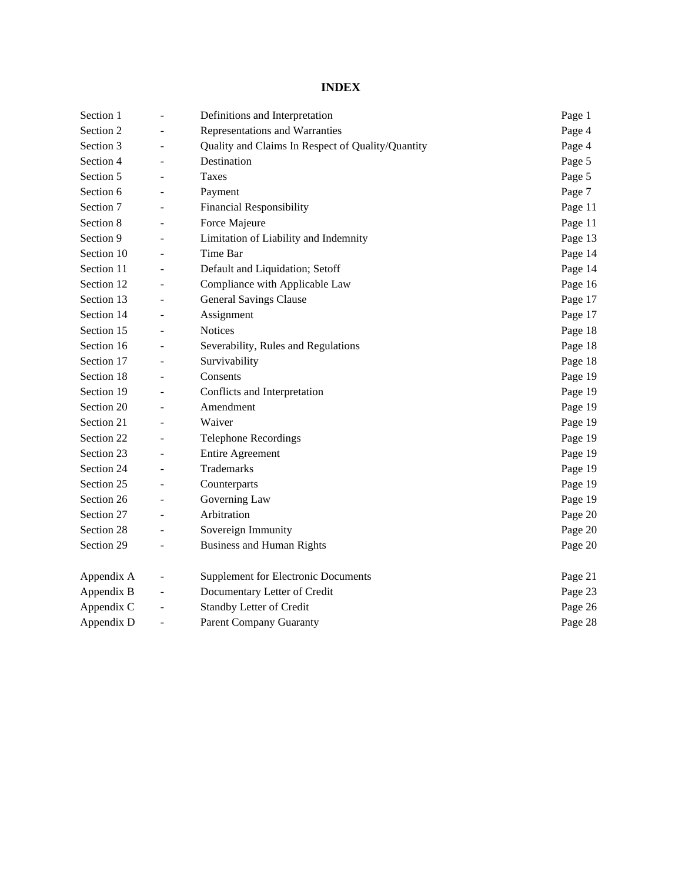# INDEX

| | | | |
|---|---|---|---|
| Section 1 | - | Definitions and Interpretation | Page 1 |
| Section 2 | - | Representations and Warranties | Page 4 |
| Section 3 | - | Quality and Claims In Respect of Quality/Quantity | Page 4 |
| Section 4 | - | Destination | Page 5 |
| Section 5 | - | Taxes | Page 5 |
| Section 6 | - | Payment | Page 7 |
| Section 7 | - | Financial Responsibility | Page 11 |
| Section 8 | - | Force Majeure | Page 11 |
| Section 9 | - | Limitation of Liability and Indemnity | Page 13 |
| Section 10 | - | Time Bar | Page 14 |
| Section 11 | - | Default and Liquidation; Setoff | Page 14 |
| Section 12 | - | Compliance with Applicable Law | Page 16 |
| Section 13 | - | General Savings Clause | Page 17 |
| Section 14 | - | Assignment | Page 17 |
| Section 15 | - | Notices | Page 18 |
| Section 16 | - | Severability, Rules and Regulations | Page 18 |
| Section 17 | - | Survivability | Page 18 |
| Section 18 | - | Consents | Page 19 |
| Section 19 | - | Conflicts and Interpretation | Page 19 |
| Section 20 | - | Amendment | Page 19 |
| Section 21 | - | Waiver | Page 19 |
| Section 22 | - | Telephone Recordings | Page 19 |
| Section 23 | - | Entire Agreement | Page 19 |
| Section 24 | - | Trademarks | Page 19 |
| Section 25 | - | Counterparts | Page 19 |
| Section 26 | - | Governing Law | Page 19 |
| Section 27 | - | Arbitration | Page 20 |
| Section 28 | - | Sovereign Immunity | Page 20 |
| Section 29 | - | Business and Human Rights | Page 20 |
| Appendix A | - | Supplement for Electronic Documents | Page 21 |
| Appendix B | - | Documentary Letter of Credit | Page 23 |
| Appendix C | - | Standby Letter of Credit | Page 26 |
| Appendix D | - | Parent Company Guaranty | Page 28 |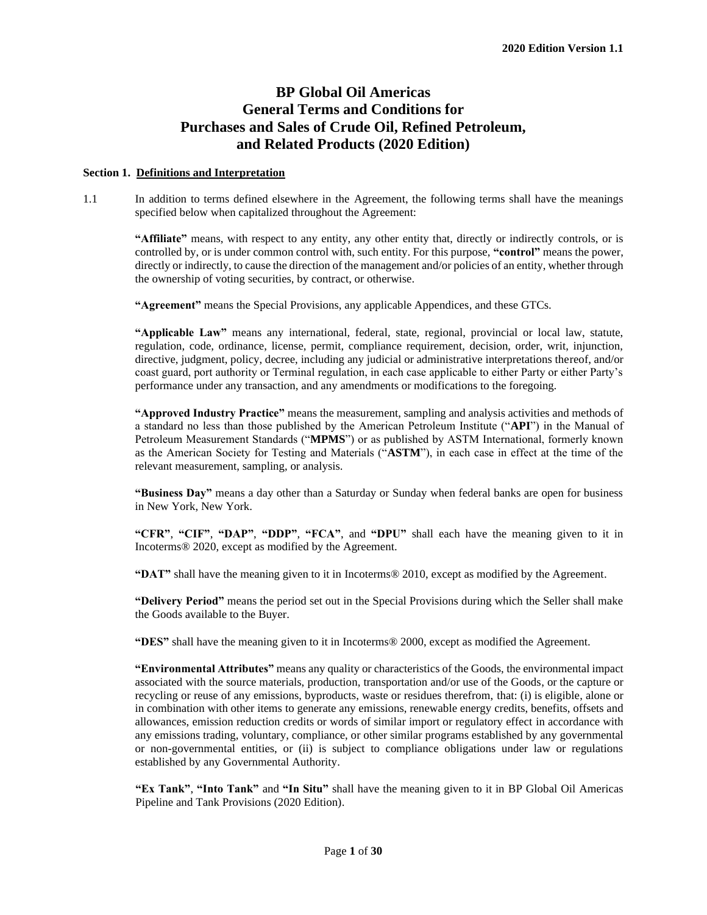# BP Global Oil Americas General Terms and Conditions for Purchases and Sales of Crude Oil, Refined Petroleum, and Related Products (2020 Edition)

**Section 1. Definitions and Interpretation**

1.1 In addition to terms defined elsewhere in the Agreement, the following terms shall have the meanings specified below when capitalized throughout the Agreement:

**"Affiliate"** means, with respect to any entity, any other entity that, directly or indirectly controls, or is controlled by, or is under common control with, such entity. For this purpose, **"control"** means the power, directly or indirectly, to cause the direction of the management and/or policies of an entity, whether through the ownership of voting securities, by contract, or otherwise.

**"Agreement"** means the Special Provisions, any applicable Appendices, and these GTCs.

**"Applicable Law"** means any international, federal, state, regional, provincial or local law, statute, regulation, code, ordinance, license, permit, compliance requirement, decision, order, writ, injunction, directive, judgment, policy, decree, including any judicial or administrative interpretations thereof, and/or coast guard, port authority or Terminal regulation, in each case applicable to either Party or either Party's performance under any transaction, and any amendments or modifications to the foregoing.

**"Approved Industry Practice"** means the measurement, sampling and analysis activities and methods of a standard no less than those published by the American Petroleum Institute ("**API**") in the Manual of Petroleum Measurement Standards ("**MPMS**") or as published by ASTM International, formerly known as the American Society for Testing and Materials ("**ASTM**"), in each case in effect at the time of the relevant measurement, sampling, or analysis.

**"Business Day"** means a day other than a Saturday or Sunday when federal banks are open for business in New York, New York.

**"CFR"**, **"CIF"**, **"DAP"**, **"DDP"**, **"FCA"**, and **"DPU"** shall each have the meaning given to it in Incoterms® 2020, except as modified by the Agreement.

**"DAT"** shall have the meaning given to it in Incoterms® 2010, except as modified by the Agreement.

**"Delivery Period"** means the period set out in the Special Provisions during which the Seller shall make the Goods available to the Buyer.

**"DES"** shall have the meaning given to it in Incoterms® 2000, except as modified the Agreement.

**"Environmental Attributes"** means any quality or characteristics of the Goods, the environmental impact associated with the source materials, production, transportation and/or use of the Goods, or the capture or recycling or reuse of any emissions, byproducts, waste or residues therefrom, that: (i) is eligible, alone or in combination with other items to generate any emissions, renewable energy credits, benefits, offsets and allowances, emission reduction credits or words of similar import or regulatory effect in accordance with any emissions trading, voluntary, compliance, or other similar programs established by any governmental or non-governmental entities, or (ii) is subject to compliance obligations under law or regulations established by any Governmental Authority.

**"Ex Tank"**, **"Into Tank"** and **"In Situ"** shall have the meaning given to it in BP Global Oil Americas Pipeline and Tank Provisions (2020 Edition).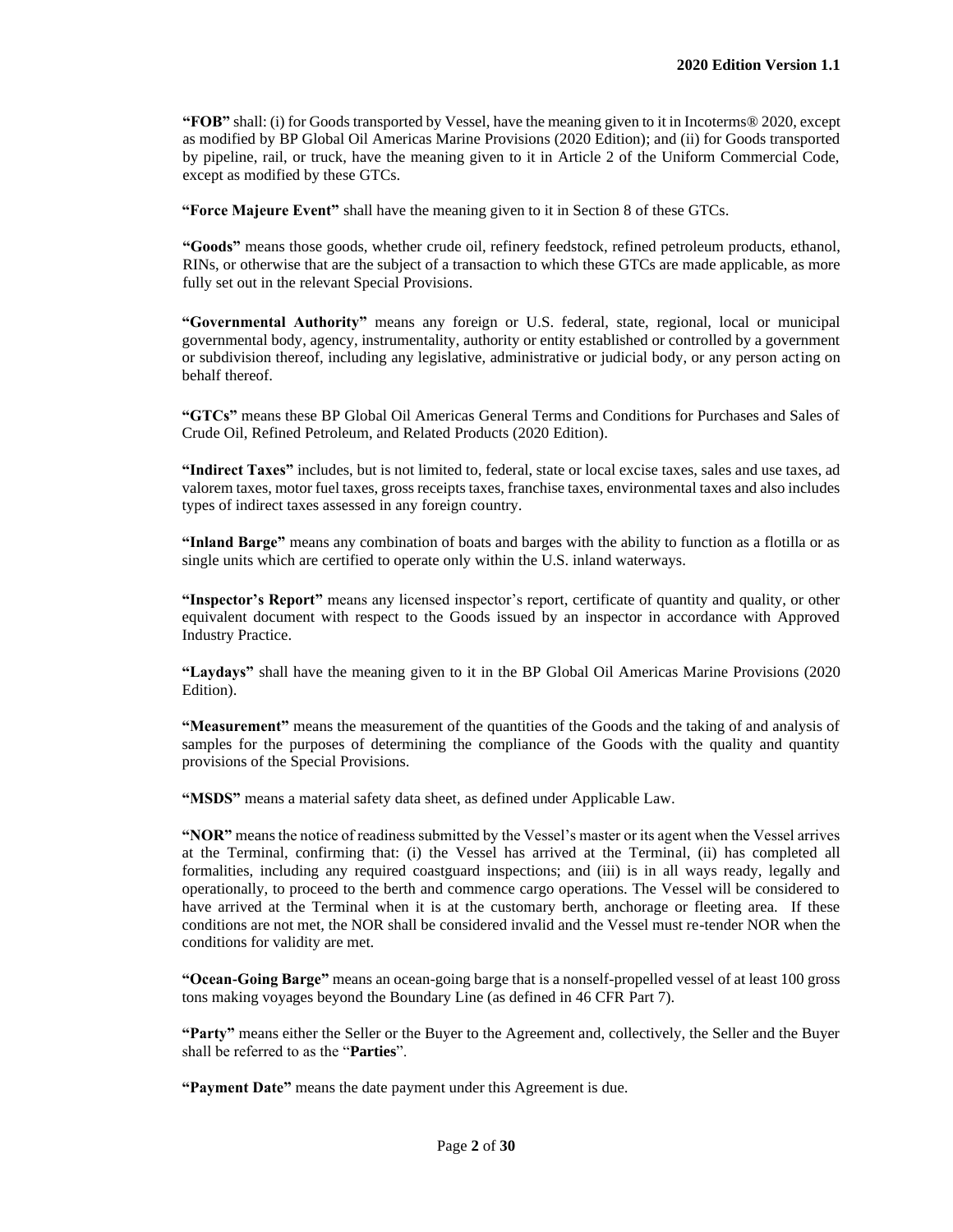**"FOB"** shall: (i) for Goods transported by Vessel, have the meaning given to it in Incoterms® 2020, except as modified by BP Global Oil Americas Marine Provisions (2020 Edition); and (ii) for Goods transported by pipeline, rail, or truck, have the meaning given to it in Article 2 of the Uniform Commercial Code, except as modified by these GTCs.

**"Force Majeure Event"** shall have the meaning given to it in Section 8 of these GTCs.

**"Goods"** means those goods, whether crude oil, refinery feedstock, refined petroleum products, ethanol, RINs, or otherwise that are the subject of a transaction to which these GTCs are made applicable, as more fully set out in the relevant Special Provisions.

**"Governmental Authority"** means any foreign or U.S. federal, state, regional, local or municipal governmental body, agency, instrumentality, authority or entity established or controlled by a government or subdivision thereof, including any legislative, administrative or judicial body, or any person acting on behalf thereof.

**"GTCs"** means these BP Global Oil Americas General Terms and Conditions for Purchases and Sales of Crude Oil, Refined Petroleum, and Related Products (2020 Edition).

**"Indirect Taxes"** includes, but is not limited to, federal, state or local excise taxes, sales and use taxes, ad valorem taxes, motor fuel taxes, gross receipts taxes, franchise taxes, environmental taxes and also includes types of indirect taxes assessed in any foreign country.

**"Inland Barge"** means any combination of boats and barges with the ability to function as a flotilla or as single units which are certified to operate only within the U.S. inland waterways.

**"Inspector's Report"** means any licensed inspector's report, certificate of quantity and quality, or other equivalent document with respect to the Goods issued by an inspector in accordance with Approved Industry Practice.

**"Laydays"** shall have the meaning given to it in the BP Global Oil Americas Marine Provisions (2020 Edition).

**"Measurement"** means the measurement of the quantities of the Goods and the taking of and analysis of samples for the purposes of determining the compliance of the Goods with the quality and quantity provisions of the Special Provisions.

**"MSDS"** means a material safety data sheet, as defined under Applicable Law.

**"NOR"** means the notice of readiness submitted by the Vessel's master or its agent when the Vessel arrives at the Terminal, confirming that: (i) the Vessel has arrived at the Terminal, (ii) has completed all formalities, including any required coastguard inspections; and (iii) is in all ways ready, legally and operationally, to proceed to the berth and commence cargo operations. The Vessel will be considered to have arrived at the Terminal when it is at the customary berth, anchorage or fleeting area. If these conditions are not met, the NOR shall be considered invalid and the Vessel must re-tender NOR when the conditions for validity are met.

**"Ocean-Going Barge"** means an ocean-going barge that is a nonself-propelled vessel of at least 100 gross tons making voyages beyond the Boundary Line (as defined in 46 CFR Part 7).

**"Party"** means either the Seller or the Buyer to the Agreement and, collectively, the Seller and the Buyer shall be referred to as the "**Parties**".

**"Payment Date"** means the date payment under this Agreement is due.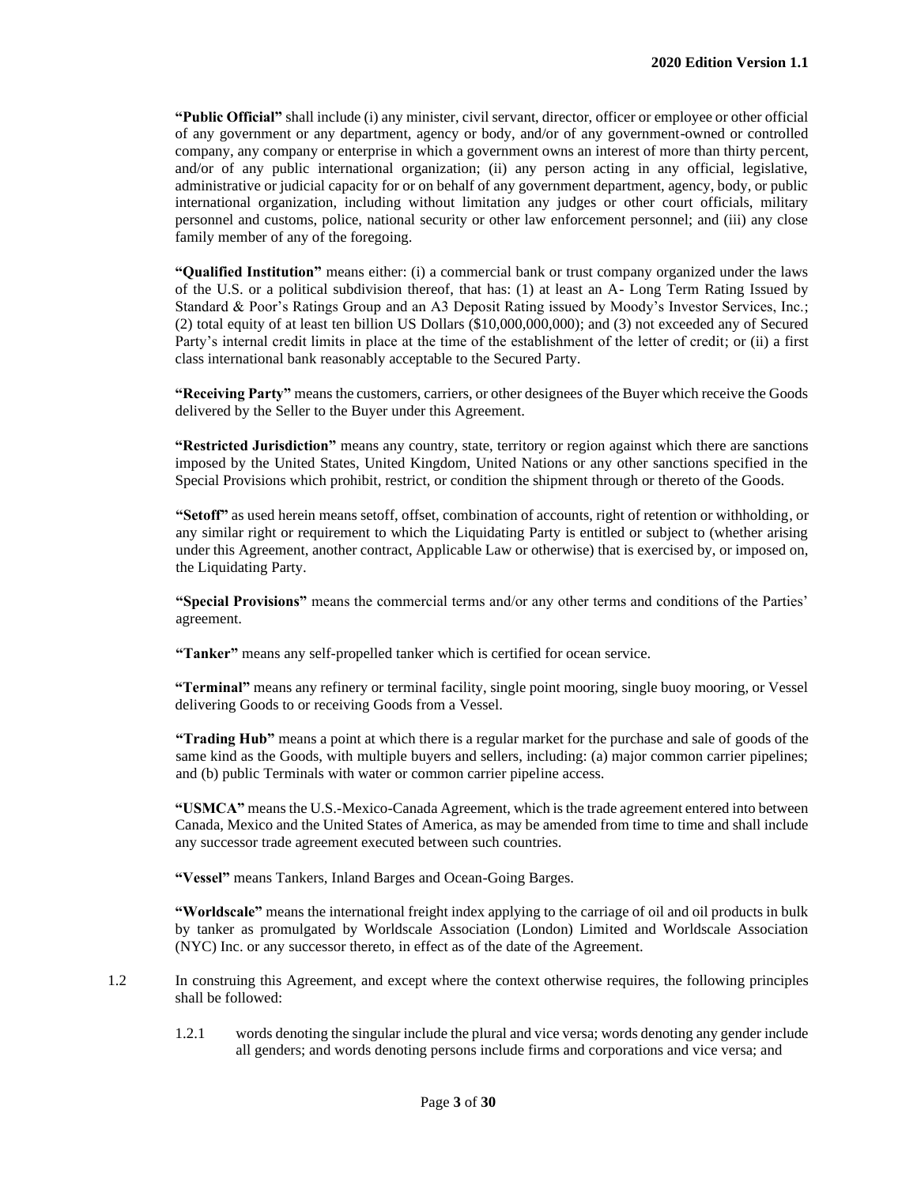**"Public Official"** shall include (i) any minister, civil servant, director, officer or employee or other official of any government or any department, agency or body, and/or of any government-owned or controlled company, any company or enterprise in which a government owns an interest of more than thirty percent, and/or of any public international organization; (ii) any person acting in any official, legislative, administrative or judicial capacity for or on behalf of any government department, agency, body, or public international organization, including without limitation any judges or other court officials, military personnel and customs, police, national security or other law enforcement personnel; and (iii) any close family member of any of the foregoing.

**"Qualified Institution"** means either: (i) a commercial bank or trust company organized under the laws of the U.S. or a political subdivision thereof, that has: (1) at least an A- Long Term Rating Issued by Standard & Poor's Ratings Group and an A3 Deposit Rating issued by Moody's Investor Services, Inc.; (2) total equity of at least ten billion US Dollars ($10,000,000,000); and (3) not exceeded any of Secured Party's internal credit limits in place at the time of the establishment of the letter of credit; or (ii) a first class international bank reasonably acceptable to the Secured Party.

**"Receiving Party"** means the customers, carriers, or other designees of the Buyer which receive the Goods delivered by the Seller to the Buyer under this Agreement.

**"Restricted Jurisdiction"** means any country, state, territory or region against which there are sanctions imposed by the United States, United Kingdom, United Nations or any other sanctions specified in the Special Provisions which prohibit, restrict, or condition the shipment through or thereto of the Goods.

**"Setoff"** as used herein means setoff, offset, combination of accounts, right of retention or withholding, or any similar right or requirement to which the Liquidating Party is entitled or subject to (whether arising under this Agreement, another contract, Applicable Law or otherwise) that is exercised by, or imposed on, the Liquidating Party.

**"Special Provisions"** means the commercial terms and/or any other terms and conditions of the Parties' agreement.

**"Tanker"** means any self-propelled tanker which is certified for ocean service.

**"Terminal"** means any refinery or terminal facility, single point mooring, single buoy mooring, or Vessel delivering Goods to or receiving Goods from a Vessel.

**"Trading Hub"** means a point at which there is a regular market for the purchase and sale of goods of the same kind as the Goods, with multiple buyers and sellers, including: (a) major common carrier pipelines; and (b) public Terminals with water or common carrier pipeline access.

**"USMCA"** means the U.S.-Mexico-Canada Agreement, which is the trade agreement entered into between Canada, Mexico and the United States of America, as may be amended from time to time and shall include any successor trade agreement executed between such countries.

**"Vessel"** means Tankers, Inland Barges and Ocean-Going Barges.

**"Worldscale"** means the international freight index applying to the carriage of oil and oil products in bulk by tanker as promulgated by Worldscale Association (London) Limited and Worldscale Association (NYC) Inc. or any successor thereto, in effect as of the date of the Agreement.

1.2 In construing this Agreement, and except where the context otherwise requires, the following principles shall be followed:

1.2.1 words denoting the singular include the plural and vice versa; words denoting any gender include all genders; and words denoting persons include firms and corporations and vice versa; and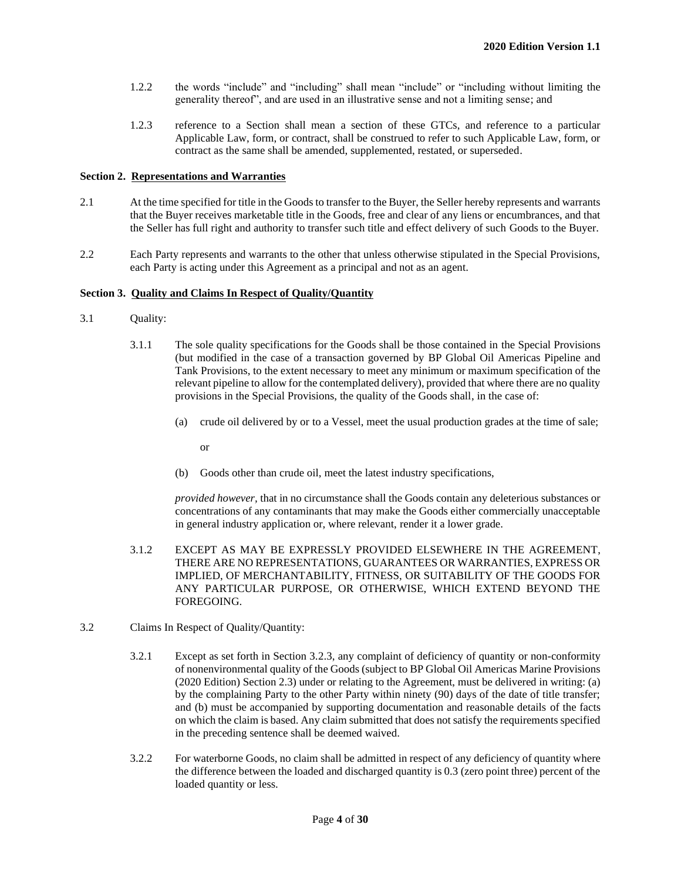1.2.2 the words "include" and "including" shall mean "include" or "including without limiting the generality thereof", and are used in an illustrative sense and not a limiting sense; and

1.2.3 reference to a Section shall mean a section of these GTCs, and reference to a particular Applicable Law, form, or contract, shall be construed to refer to such Applicable Law, form, or contract as the same shall be amended, supplemented, restated, or superseded.

**Section 2. Representations and Warranties**

2.1 At the time specified for title in the Goods to transfer to the Buyer, the Seller hereby represents and warrants that the Buyer receives marketable title in the Goods, free and clear of any liens or encumbrances, and that the Seller has full right and authority to transfer such title and effect delivery of such Goods to the Buyer.

2.2 Each Party represents and warrants to the other that unless otherwise stipulated in the Special Provisions, each Party is acting under this Agreement as a principal and not as an agent.

**Section 3. Quality and Claims In Respect of Quality/Quantity**

3.1 Quality:

3.1.1 The sole quality specifications for the Goods shall be those contained in the Special Provisions (but modified in the case of a transaction governed by BP Global Oil Americas Pipeline and Tank Provisions, to the extent necessary to meet any minimum or maximum specification of the relevant pipeline to allow for the contemplated delivery), provided that where there are no quality provisions in the Special Provisions, the quality of the Goods shall, in the case of:

(a) crude oil delivered by or to a Vessel, meet the usual production grades at the time of sale;

or

(b) Goods other than crude oil, meet the latest industry specifications,

*provided however*, that in no circumstance shall the Goods contain any deleterious substances or concentrations of any contaminants that may make the Goods either commercially unacceptable in general industry application or, where relevant, render it a lower grade.

3.1.2 EXCEPT AS MAY BE EXPRESSLY PROVIDED ELSEWHERE IN THE AGREEMENT, THERE ARE NO REPRESENTATIONS, GUARANTEES OR WARRANTIES, EXPRESS OR IMPLIED, OF MERCHANTABILITY, FITNESS, OR SUITABILITY OF THE GOODS FOR ANY PARTICULAR PURPOSE, OR OTHERWISE, WHICH EXTEND BEYOND THE FOREGOING.

3.2 Claims In Respect of Quality/Quantity:

3.2.1 Except as set forth in Section 3.2.3, any complaint of deficiency of quantity or non-conformity of nonenvironmental quality of the Goods (subject to BP Global Oil Americas Marine Provisions (2020 Edition) Section 2.3) under or relating to the Agreement, must be delivered in writing: (a) by the complaining Party to the other Party within ninety (90) days of the date of title transfer; and (b) must be accompanied by supporting documentation and reasonable details of the facts on which the claim is based. Any claim submitted that does not satisfy the requirements specified in the preceding sentence shall be deemed waived.

3.2.2 For waterborne Goods, no claim shall be admitted in respect of any deficiency of quantity where the difference between the loaded and discharged quantity is 0.3 (zero point three) percent of the loaded quantity or less.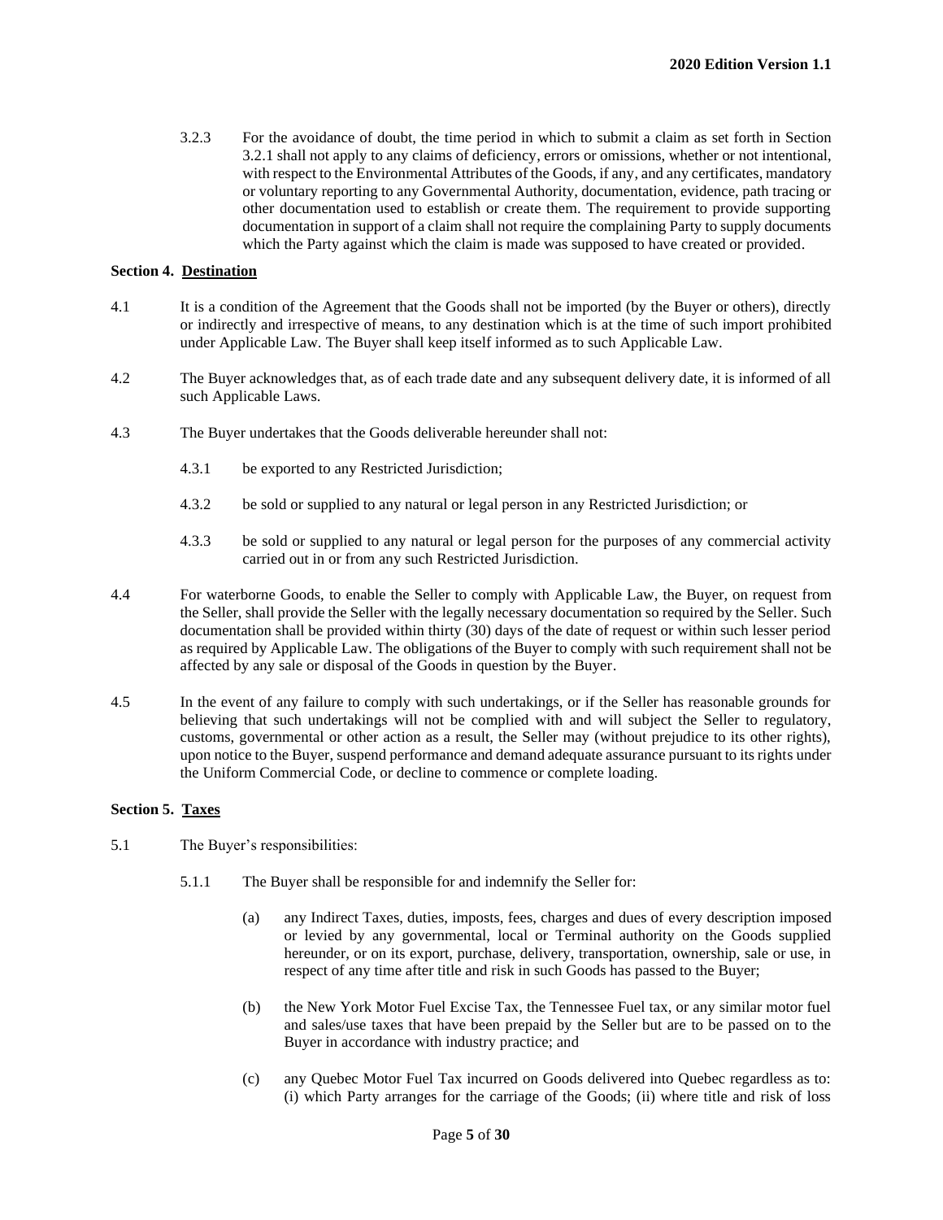3.2.3 For the avoidance of doubt, the time period in which to submit a claim as set forth in Section 3.2.1 shall not apply to any claims of deficiency, errors or omissions, whether or not intentional, with respect to the Environmental Attributes of the Goods, if any, and any certificates, mandatory or voluntary reporting to any Governmental Authority, documentation, evidence, path tracing or other documentation used to establish or create them. The requirement to provide supporting documentation in support of a claim shall not require the complaining Party to supply documents which the Party against which the claim is made was supposed to have created or provided.

**Section 4. Destination**

4.1 It is a condition of the Agreement that the Goods shall not be imported (by the Buyer or others), directly or indirectly and irrespective of means, to any destination which is at the time of such import prohibited under Applicable Law. The Buyer shall keep itself informed as to such Applicable Law.

4.2 The Buyer acknowledges that, as of each trade date and any subsequent delivery date, it is informed of all such Applicable Laws.

4.3 The Buyer undertakes that the Goods deliverable hereunder shall not:

4.3.1 be exported to any Restricted Jurisdiction;

4.3.2 be sold or supplied to any natural or legal person in any Restricted Jurisdiction; or

4.3.3 be sold or supplied to any natural or legal person for the purposes of any commercial activity carried out in or from any such Restricted Jurisdiction.

4.4 For waterborne Goods, to enable the Seller to comply with Applicable Law, the Buyer, on request from the Seller, shall provide the Seller with the legally necessary documentation so required by the Seller. Such documentation shall be provided within thirty (30) days of the date of request or within such lesser period as required by Applicable Law. The obligations of the Buyer to comply with such requirement shall not be affected by any sale or disposal of the Goods in question by the Buyer.

4.5 In the event of any failure to comply with such undertakings, or if the Seller has reasonable grounds for believing that such undertakings will not be complied with and will subject the Seller to regulatory, customs, governmental or other action as a result, the Seller may (without prejudice to its other rights), upon notice to the Buyer, suspend performance and demand adequate assurance pursuant to its rights under the Uniform Commercial Code, or decline to commence or complete loading.

**Section 5. Taxes**

5.1 The Buyer's responsibilities:

5.1.1 The Buyer shall be responsible for and indemnify the Seller for:

(a) any Indirect Taxes, duties, imposts, fees, charges and dues of every description imposed or levied by any governmental, local or Terminal authority on the Goods supplied hereunder, or on its export, purchase, delivery, transportation, ownership, sale or use, in respect of any time after title and risk in such Goods has passed to the Buyer;

(b) the New York Motor Fuel Excise Tax, the Tennessee Fuel tax, or any similar motor fuel and sales/use taxes that have been prepaid by the Seller but are to be passed on to the Buyer in accordance with industry practice; and

(c) any Quebec Motor Fuel Tax incurred on Goods delivered into Quebec regardless as to: (i) which Party arranges for the carriage of the Goods; (ii) where title and risk of loss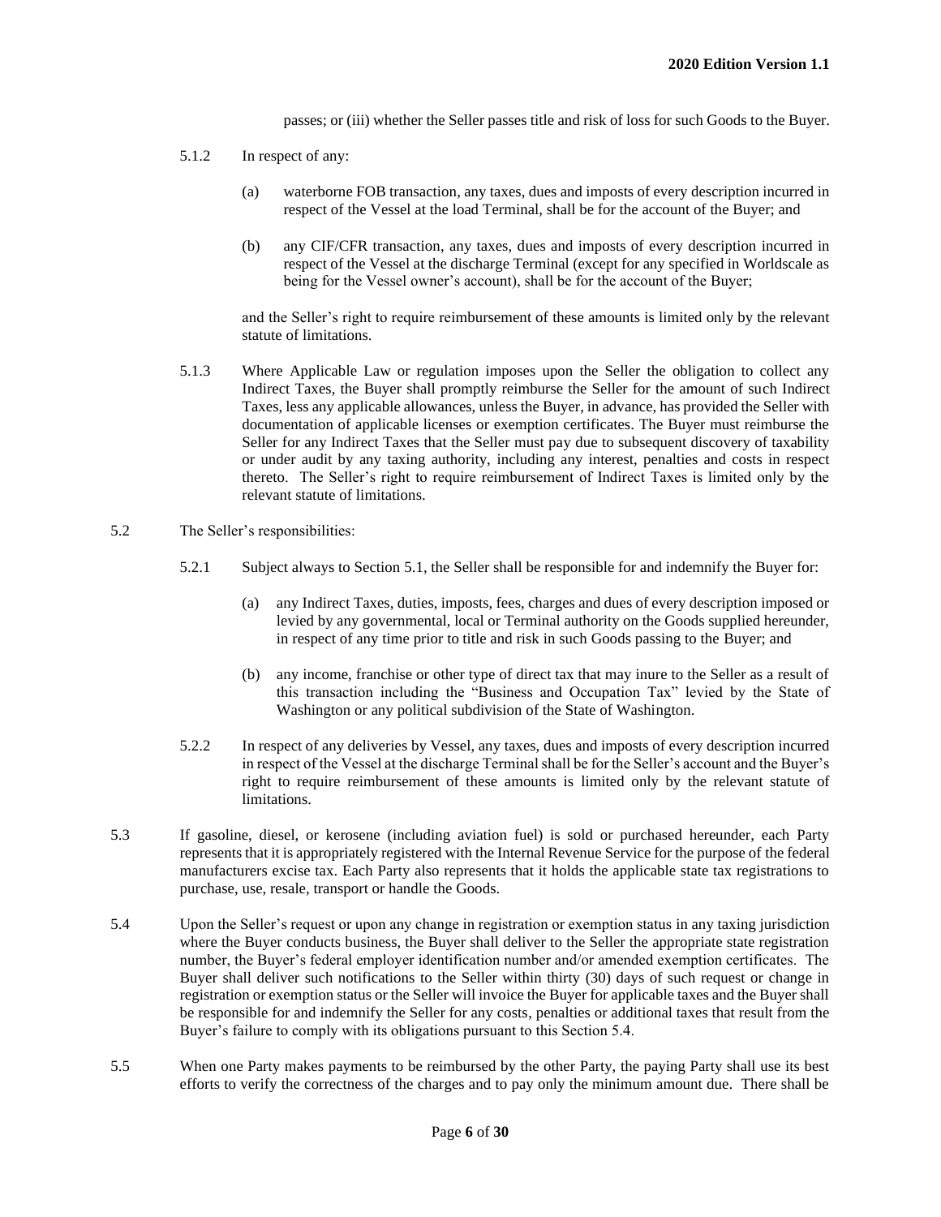passes; or (iii) whether the Seller passes title and risk of loss for such Goods to the Buyer.

5.1.2 In respect of any:

(a) waterborne FOB transaction, any taxes, dues and imposts of every description incurred in respect of the Vessel at the load Terminal, shall be for the account of the Buyer; and

(b) any CIF/CFR transaction, any taxes, dues and imposts of every description incurred in respect of the Vessel at the discharge Terminal (except for any specified in Worldscale as being for the Vessel owner's account), shall be for the account of the Buyer;

and the Seller's right to require reimbursement of these amounts is limited only by the relevant statute of limitations.

5.1.3 Where Applicable Law or regulation imposes upon the Seller the obligation to collect any Indirect Taxes, the Buyer shall promptly reimburse the Seller for the amount of such Indirect Taxes, less any applicable allowances, unless the Buyer, in advance, has provided the Seller with documentation of applicable licenses or exemption certificates. The Buyer must reimburse the Seller for any Indirect Taxes that the Seller must pay due to subsequent discovery of taxability or under audit by any taxing authority, including any interest, penalties and costs in respect thereto. The Seller's right to require reimbursement of Indirect Taxes is limited only by the relevant statute of limitations.

5.2 The Seller's responsibilities:

5.2.1 Subject always to Section 5.1, the Seller shall be responsible for and indemnify the Buyer for:

(a) any Indirect Taxes, duties, imposts, fees, charges and dues of every description imposed or levied by any governmental, local or Terminal authority on the Goods supplied hereunder, in respect of any time prior to title and risk in such Goods passing to the Buyer; and

(b) any income, franchise or other type of direct tax that may inure to the Seller as a result of this transaction including the "Business and Occupation Tax" levied by the State of Washington or any political subdivision of the State of Washington.

5.2.2 In respect of any deliveries by Vessel, any taxes, dues and imposts of every description incurred in respect of the Vessel at the discharge Terminal shall be for the Seller's account and the Buyer's right to require reimbursement of these amounts is limited only by the relevant statute of limitations.

5.3 If gasoline, diesel, or kerosene (including aviation fuel) is sold or purchased hereunder, each Party represents that it is appropriately registered with the Internal Revenue Service for the purpose of the federal manufacturers excise tax. Each Party also represents that it holds the applicable state tax registrations to purchase, use, resale, transport or handle the Goods.

5.4 Upon the Seller's request or upon any change in registration or exemption status in any taxing jurisdiction where the Buyer conducts business, the Buyer shall deliver to the Seller the appropriate state registration number, the Buyer's federal employer identification number and/or amended exemption certificates. The Buyer shall deliver such notifications to the Seller within thirty (30) days of such request or change in registration or exemption status or the Seller will invoice the Buyer for applicable taxes and the Buyer shall be responsible for and indemnify the Seller for any costs, penalties or additional taxes that result from the Buyer's failure to comply with its obligations pursuant to this Section 5.4.

5.5 When one Party makes payments to be reimbursed by the other Party, the paying Party shall use its best efforts to verify the correctness of the charges and to pay only the minimum amount due. There shall be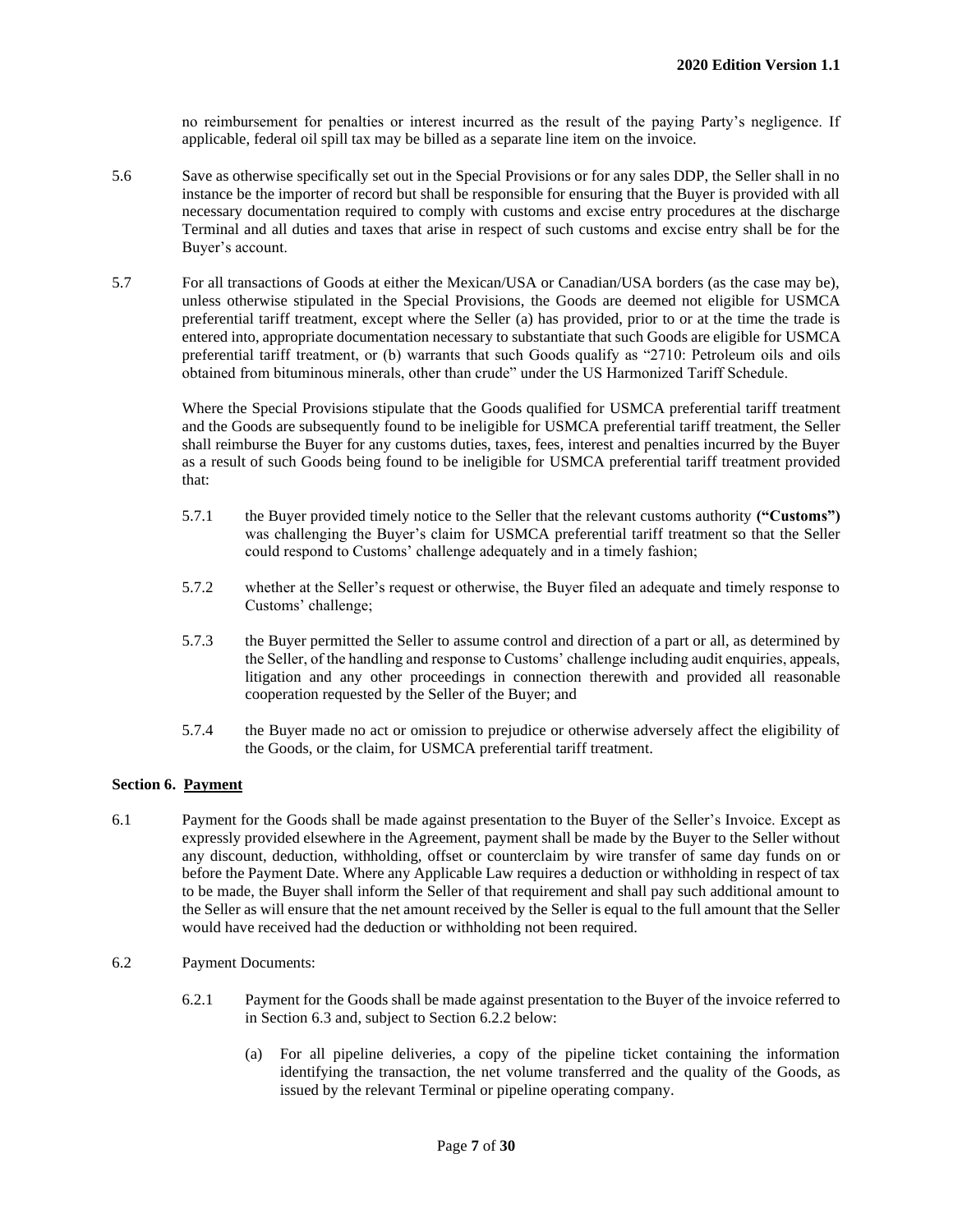no reimbursement for penalties or interest incurred as the result of the paying Party's negligence. If applicable, federal oil spill tax may be billed as a separate line item on the invoice.

5.6 Save as otherwise specifically set out in the Special Provisions or for any sales DDP, the Seller shall in no instance be the importer of record but shall be responsible for ensuring that the Buyer is provided with all necessary documentation required to comply with customs and excise entry procedures at the discharge Terminal and all duties and taxes that arise in respect of such customs and excise entry shall be for the Buyer's account.

5.7 For all transactions of Goods at either the Mexican/USA or Canadian/USA borders (as the case may be), unless otherwise stipulated in the Special Provisions, the Goods are deemed not eligible for USMCA preferential tariff treatment, except where the Seller (a) has provided, prior to or at the time the trade is entered into, appropriate documentation necessary to substantiate that such Goods are eligible for USMCA preferential tariff treatment, or (b) warrants that such Goods qualify as "2710: Petroleum oils and oils obtained from bituminous minerals, other than crude" under the US Harmonized Tariff Schedule.

Where the Special Provisions stipulate that the Goods qualified for USMCA preferential tariff treatment and the Goods are subsequently found to be ineligible for USMCA preferential tariff treatment, the Seller shall reimburse the Buyer for any customs duties, taxes, fees, interest and penalties incurred by the Buyer as a result of such Goods being found to be ineligible for USMCA preferential tariff treatment provided that:

5.7.1 the Buyer provided timely notice to the Seller that the relevant customs authority **("Customs")** was challenging the Buyer's claim for USMCA preferential tariff treatment so that the Seller could respond to Customs' challenge adequately and in a timely fashion;

5.7.2 whether at the Seller's request or otherwise, the Buyer filed an adequate and timely response to Customs' challenge;

5.7.3 the Buyer permitted the Seller to assume control and direction of a part or all, as determined by the Seller, of the handling and response to Customs' challenge including audit enquiries, appeals, litigation and any other proceedings in connection therewith and provided all reasonable cooperation requested by the Seller of the Buyer; and

5.7.4 the Buyer made no act or omission to prejudice or otherwise adversely affect the eligibility of the Goods, or the claim, for USMCA preferential tariff treatment.

## Section 6. Payment

6.1 Payment for the Goods shall be made against presentation to the Buyer of the Seller's Invoice. Except as expressly provided elsewhere in the Agreement, payment shall be made by the Buyer to the Seller without any discount, deduction, withholding, offset or counterclaim by wire transfer of same day funds on or before the Payment Date. Where any Applicable Law requires a deduction or withholding in respect of tax to be made, the Buyer shall inform the Seller of that requirement and shall pay such additional amount to the Seller as will ensure that the net amount received by the Seller is equal to the full amount that the Seller would have received had the deduction or withholding not been required.

6.2 Payment Documents:

6.2.1 Payment for the Goods shall be made against presentation to the Buyer of the invoice referred to in Section 6.3 and, subject to Section 6.2.2 below:

(a) For all pipeline deliveries, a copy of the pipeline ticket containing the information identifying the transaction, the net volume transferred and the quality of the Goods, as issued by the relevant Terminal or pipeline operating company.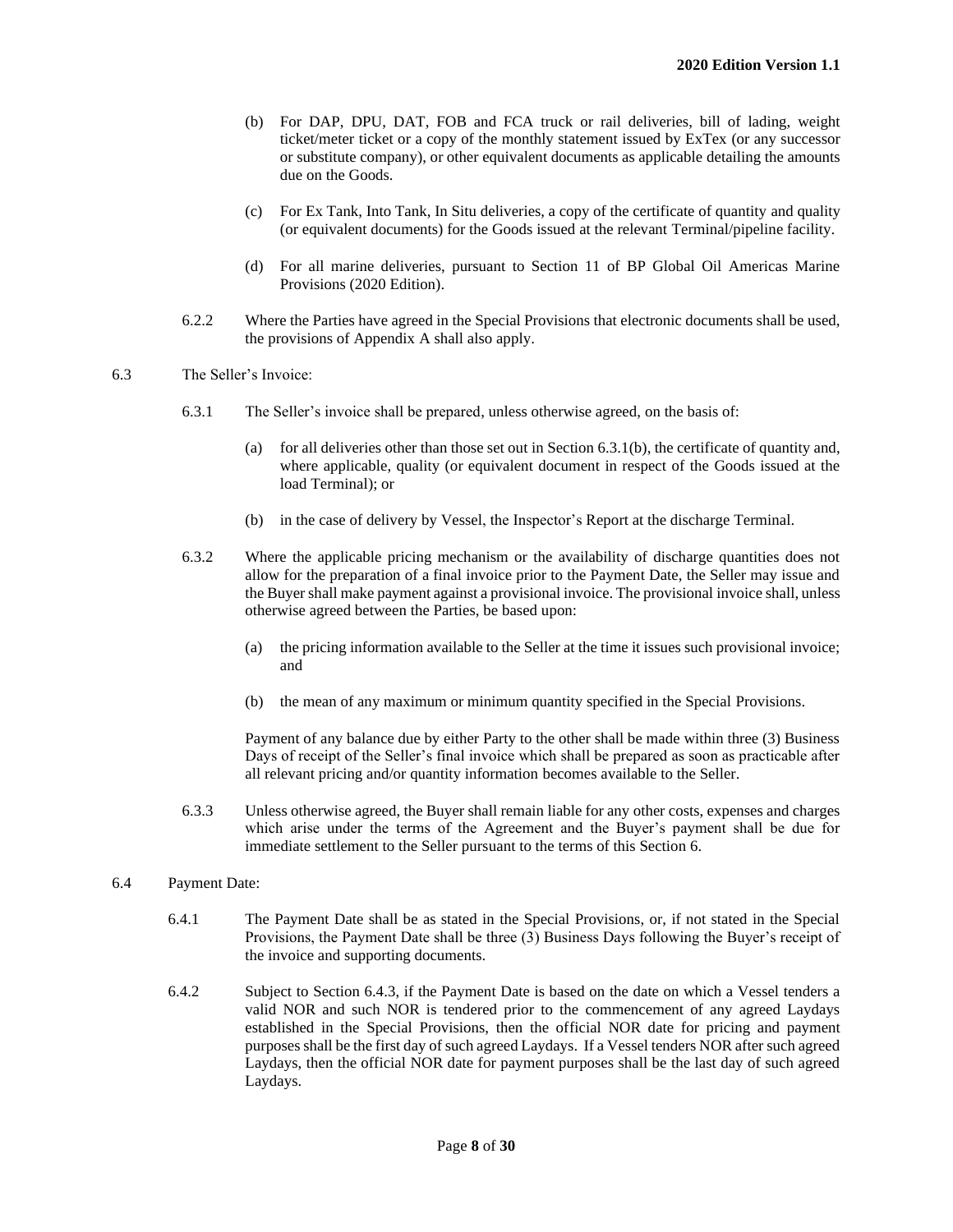(b) For DAP, DPU, DAT, FOB and FCA truck or rail deliveries, bill of lading, weight ticket/meter ticket or a copy of the monthly statement issued by ExTex (or any successor or substitute company), or other equivalent documents as applicable detailing the amounts due on the Goods.

(c) For Ex Tank, Into Tank, In Situ deliveries, a copy of the certificate of quantity and quality (or equivalent documents) for the Goods issued at the relevant Terminal/pipeline facility.

(d) For all marine deliveries, pursuant to Section 11 of BP Global Oil Americas Marine Provisions (2020 Edition).

6.2.2 Where the Parties have agreed in the Special Provisions that electronic documents shall be used, the provisions of Appendix A shall also apply.

6.3 The Seller's Invoice:

6.3.1 The Seller's invoice shall be prepared, unless otherwise agreed, on the basis of:

(a) for all deliveries other than those set out in Section 6.3.1(b), the certificate of quantity and, where applicable, quality (or equivalent document in respect of the Goods issued at the load Terminal); or

(b) in the case of delivery by Vessel, the Inspector's Report at the discharge Terminal.

6.3.2 Where the applicable pricing mechanism or the availability of discharge quantities does not allow for the preparation of a final invoice prior to the Payment Date, the Seller may issue and the Buyer shall make payment against a provisional invoice. The provisional invoice shall, unless otherwise agreed between the Parties, be based upon:

(a) the pricing information available to the Seller at the time it issues such provisional invoice; and

(b) the mean of any maximum or minimum quantity specified in the Special Provisions.

Payment of any balance due by either Party to the other shall be made within three (3) Business Days of receipt of the Seller's final invoice which shall be prepared as soon as practicable after all relevant pricing and/or quantity information becomes available to the Seller.

6.3.3 Unless otherwise agreed, the Buyer shall remain liable for any other costs, expenses and charges which arise under the terms of the Agreement and the Buyer's payment shall be due for immediate settlement to the Seller pursuant to the terms of this Section 6.

6.4 Payment Date:

6.4.1 The Payment Date shall be as stated in the Special Provisions, or, if not stated in the Special Provisions, the Payment Date shall be three (3) Business Days following the Buyer's receipt of the invoice and supporting documents.

6.4.2 Subject to Section 6.4.3, if the Payment Date is based on the date on which a Vessel tenders a valid NOR and such NOR is tendered prior to the commencement of any agreed Laydays established in the Special Provisions, then the official NOR date for pricing and payment purposes shall be the first day of such agreed Laydays. If a Vessel tenders NOR after such agreed Laydays, then the official NOR date for payment purposes shall be the last day of such agreed Laydays.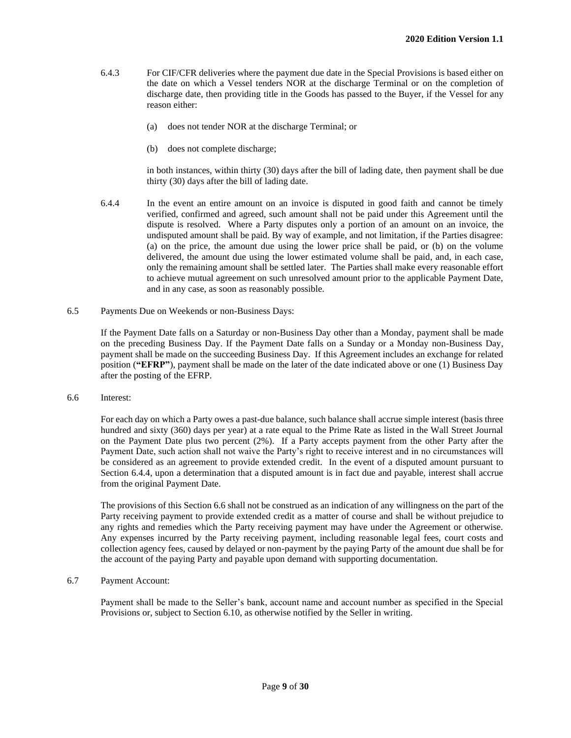6.4.3 For CIF/CFR deliveries where the payment due date in the Special Provisions is based either on the date on which a Vessel tenders NOR at the discharge Terminal or on the completion of discharge date, then providing title in the Goods has passed to the Buyer, if the Vessel for any reason either:

(a) does not tender NOR at the discharge Terminal; or

(b) does not complete discharge;

in both instances, within thirty (30) days after the bill of lading date, then payment shall be due thirty (30) days after the bill of lading date.

6.4.4 In the event an entire amount on an invoice is disputed in good faith and cannot be timely verified, confirmed and agreed, such amount shall not be paid under this Agreement until the dispute is resolved. Where a Party disputes only a portion of an amount on an invoice, the undisputed amount shall be paid. By way of example, and not limitation, if the Parties disagree: (a) on the price, the amount due using the lower price shall be paid, or (b) on the volume delivered, the amount due using the lower estimated volume shall be paid, and, in each case, only the remaining amount shall be settled later. The Parties shall make every reasonable effort to achieve mutual agreement on such unresolved amount prior to the applicable Payment Date, and in any case, as soon as reasonably possible.

6.5 Payments Due on Weekends or non-Business Days:

If the Payment Date falls on a Saturday or non-Business Day other than a Monday, payment shall be made on the preceding Business Day. If the Payment Date falls on a Sunday or a Monday non-Business Day, payment shall be made on the succeeding Business Day. If this Agreement includes an exchange for related position (**"EFRP"**), payment shall be made on the later of the date indicated above or one (1) Business Day after the posting of the EFRP.

6.6 Interest:

For each day on which a Party owes a past-due balance, such balance shall accrue simple interest (basis three hundred and sixty (360) days per year) at a rate equal to the Prime Rate as listed in the Wall Street Journal on the Payment Date plus two percent (2%). If a Party accepts payment from the other Party after the Payment Date, such action shall not waive the Party's right to receive interest and in no circumstances will be considered as an agreement to provide extended credit. In the event of a disputed amount pursuant to Section 6.4.4, upon a determination that a disputed amount is in fact due and payable, interest shall accrue from the original Payment Date.

The provisions of this Section 6.6 shall not be construed as an indication of any willingness on the part of the Party receiving payment to provide extended credit as a matter of course and shall be without prejudice to any rights and remedies which the Party receiving payment may have under the Agreement or otherwise. Any expenses incurred by the Party receiving payment, including reasonable legal fees, court costs and collection agency fees, caused by delayed or non-payment by the paying Party of the amount due shall be for the account of the paying Party and payable upon demand with supporting documentation.

6.7 Payment Account:

Payment shall be made to the Seller's bank, account name and account number as specified in the Special Provisions or, subject to Section 6.10, as otherwise notified by the Seller in writing.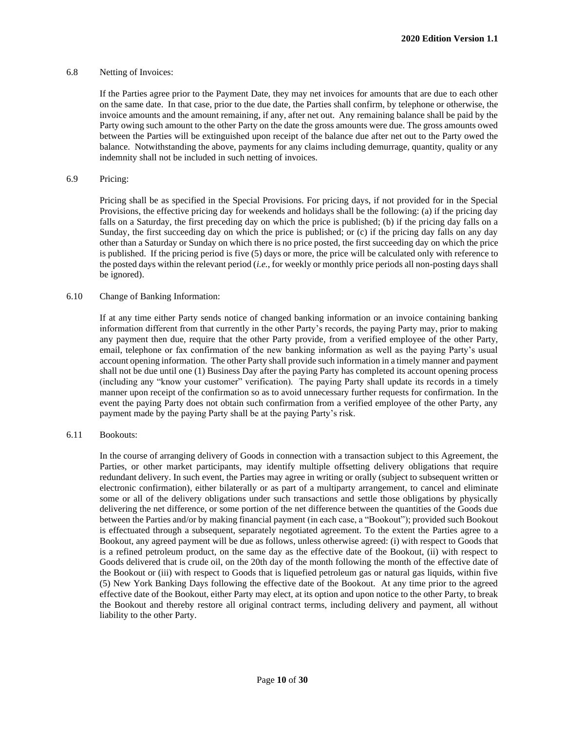6.8 Netting of Invoices:

If the Parties agree prior to the Payment Date, they may net invoices for amounts that are due to each other on the same date. In that case, prior to the due date, the Parties shall confirm, by telephone or otherwise, the invoice amounts and the amount remaining, if any, after net out. Any remaining balance shall be paid by the Party owing such amount to the other Party on the date the gross amounts were due. The gross amounts owed between the Parties will be extinguished upon receipt of the balance due after net out to the Party owed the balance. Notwithstanding the above, payments for any claims including demurrage, quantity, quality or any indemnity shall not be included in such netting of invoices.

6.9 Pricing:

Pricing shall be as specified in the Special Provisions. For pricing days, if not provided for in the Special Provisions, the effective pricing day for weekends and holidays shall be the following: (a) if the pricing day falls on a Saturday, the first preceding day on which the price is published; (b) if the pricing day falls on a Sunday, the first succeeding day on which the price is published; or (c) if the pricing day falls on any day other than a Saturday or Sunday on which there is no price posted, the first succeeding day on which the price is published. If the pricing period is five (5) days or more, the price will be calculated only with reference to the posted days within the relevant period (*i.e.*, for weekly or monthly price periods all non-posting days shall be ignored).

6.10 Change of Banking Information:

If at any time either Party sends notice of changed banking information or an invoice containing banking information different from that currently in the other Party's records, the paying Party may, prior to making any payment then due, require that the other Party provide, from a verified employee of the other Party, email, telephone or fax confirmation of the new banking information as well as the paying Party's usual account opening information. The other Party shall provide such information in a timely manner and payment shall not be due until one (1) Business Day after the paying Party has completed its account opening process (including any "know your customer" verification). The paying Party shall update its records in a timely manner upon receipt of the confirmation so as to avoid unnecessary further requests for confirmation. In the event the paying Party does not obtain such confirmation from a verified employee of the other Party, any payment made by the paying Party shall be at the paying Party's risk.

6.11 Bookouts:

In the course of arranging delivery of Goods in connection with a transaction subject to this Agreement, the Parties, or other market participants, may identify multiple offsetting delivery obligations that require redundant delivery. In such event, the Parties may agree in writing or orally (subject to subsequent written or electronic confirmation), either bilaterally or as part of a multiparty arrangement, to cancel and eliminate some or all of the delivery obligations under such transactions and settle those obligations by physically delivering the net difference, or some portion of the net difference between the quantities of the Goods due between the Parties and/or by making financial payment (in each case, a "Bookout"); provided such Bookout is effectuated through a subsequent, separately negotiated agreement. To the extent the Parties agree to a Bookout, any agreed payment will be due as follows, unless otherwise agreed: (i) with respect to Goods that is a refined petroleum product, on the same day as the effective date of the Bookout, (ii) with respect to Goods delivered that is crude oil, on the 20th day of the month following the month of the effective date of the Bookout or (iii) with respect to Goods that is liquefied petroleum gas or natural gas liquids, within five (5) New York Banking Days following the effective date of the Bookout. At any time prior to the agreed effective date of the Bookout, either Party may elect, at its option and upon notice to the other Party, to break the Bookout and thereby restore all original contract terms, including delivery and payment, all without liability to the other Party.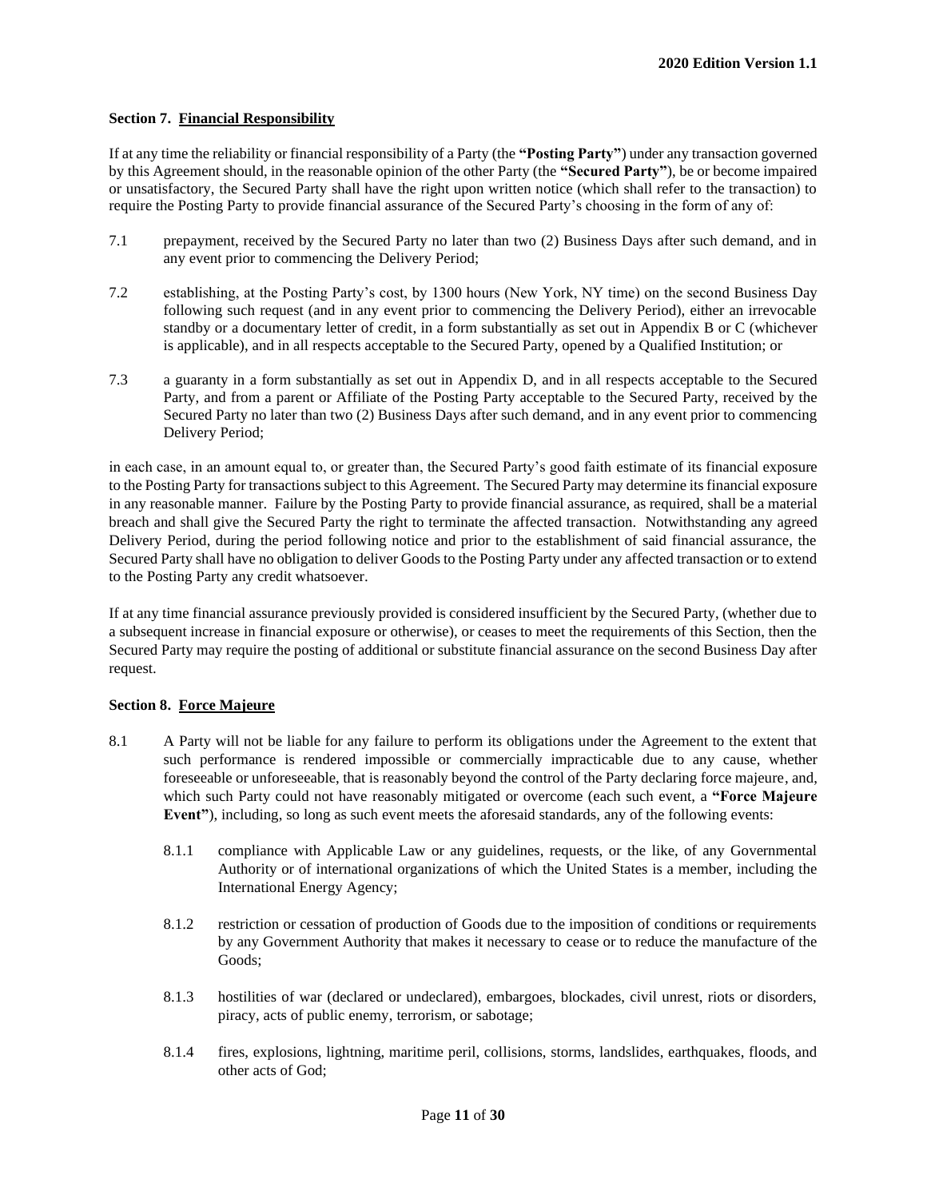### Section 7. Financial Responsibility

If at any time the reliability or financial responsibility of a Party (the **"Posting Party"**) under any transaction governed by this Agreement should, in the reasonable opinion of the other Party (the **"Secured Party"**), be or become impaired or unsatisfactory, the Secured Party shall have the right upon written notice (which shall refer to the transaction) to require the Posting Party to provide financial assurance of the Secured Party's choosing in the form of any of:

7.1 prepayment, received by the Secured Party no later than two (2) Business Days after such demand, and in any event prior to commencing the Delivery Period;

7.2 establishing, at the Posting Party's cost, by 1300 hours (New York, NY time) on the second Business Day following such request (and in any event prior to commencing the Delivery Period), either an irrevocable standby or a documentary letter of credit, in a form substantially as set out in Appendix B or C (whichever is applicable), and in all respects acceptable to the Secured Party, opened by a Qualified Institution; or

7.3 a guaranty in a form substantially as set out in Appendix D, and in all respects acceptable to the Secured Party, and from a parent or Affiliate of the Posting Party acceptable to the Secured Party, received by the Secured Party no later than two (2) Business Days after such demand, and in any event prior to commencing Delivery Period;

in each case, in an amount equal to, or greater than, the Secured Party's good faith estimate of its financial exposure to the Posting Party for transactions subject to this Agreement. The Secured Party may determine its financial exposure in any reasonable manner. Failure by the Posting Party to provide financial assurance, as required, shall be a material breach and shall give the Secured Party the right to terminate the affected transaction. Notwithstanding any agreed Delivery Period, during the period following notice and prior to the establishment of said financial assurance, the Secured Party shall have no obligation to deliver Goods to the Posting Party under any affected transaction or to extend to the Posting Party any credit whatsoever.

If at any time financial assurance previously provided is considered insufficient by the Secured Party, (whether due to a subsequent increase in financial exposure or otherwise), or ceases to meet the requirements of this Section, then the Secured Party may require the posting of additional or substitute financial assurance on the second Business Day after request.

### Section 8. Force Majeure

8.1 A Party will not be liable for any failure to perform its obligations under the Agreement to the extent that such performance is rendered impossible or commercially impracticable due to any cause, whether foreseeable or unforeseeable, that is reasonably beyond the control of the Party declaring force majeure, and, which such Party could not have reasonably mitigated or overcome (each such event, a **"Force Majeure Event"**), including, so long as such event meets the aforesaid standards, any of the following events:

8.1.1 compliance with Applicable Law or any guidelines, requests, or the like, of any Governmental Authority or of international organizations of which the United States is a member, including the International Energy Agency;

8.1.2 restriction or cessation of production of Goods due to the imposition of conditions or requirements by any Government Authority that makes it necessary to cease or to reduce the manufacture of the Goods;

8.1.3 hostilities of war (declared or undeclared), embargoes, blockades, civil unrest, riots or disorders, piracy, acts of public enemy, terrorism, or sabotage;

8.1.4 fires, explosions, lightning, maritime peril, collisions, storms, landslides, earthquakes, floods, and other acts of God;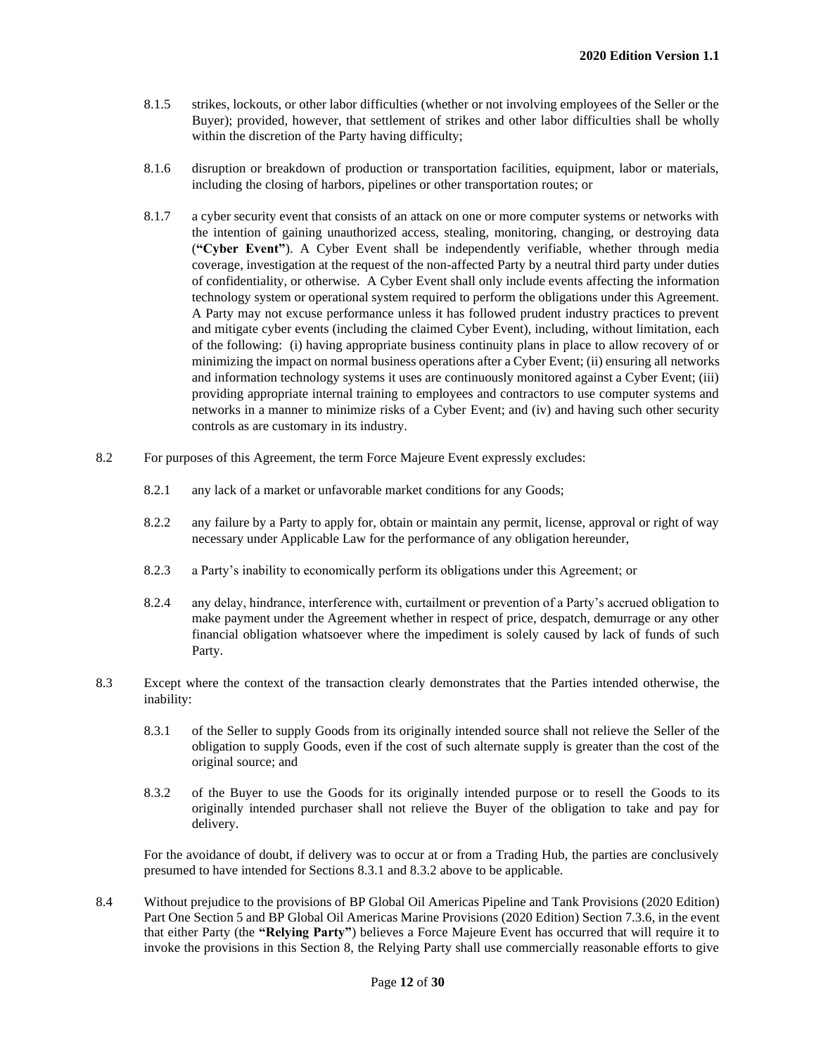8.1.5 strikes, lockouts, or other labor difficulties (whether or not involving employees of the Seller or the Buyer); provided, however, that settlement of strikes and other labor difficulties shall be wholly within the discretion of the Party having difficulty;

8.1.6 disruption or breakdown of production or transportation facilities, equipment, labor or materials, including the closing of harbors, pipelines or other transportation routes; or

8.1.7 a cyber security event that consists of an attack on one or more computer systems or networks with the intention of gaining unauthorized access, stealing, monitoring, changing, or destroying data (**"Cyber Event"**). A Cyber Event shall be independently verifiable, whether through media coverage, investigation at the request of the non-affected Party by a neutral third party under duties of confidentiality, or otherwise. A Cyber Event shall only include events affecting the information technology system or operational system required to perform the obligations under this Agreement. A Party may not excuse performance unless it has followed prudent industry practices to prevent and mitigate cyber events (including the claimed Cyber Event), including, without limitation, each of the following: (i) having appropriate business continuity plans in place to allow recovery of or minimizing the impact on normal business operations after a Cyber Event; (ii) ensuring all networks and information technology systems it uses are continuously monitored against a Cyber Event; (iii) providing appropriate internal training to employees and contractors to use computer systems and networks in a manner to minimize risks of a Cyber Event; and (iv) and having such other security controls as are customary in its industry.

8.2 For purposes of this Agreement, the term Force Majeure Event expressly excludes:

8.2.1 any lack of a market or unfavorable market conditions for any Goods;

8.2.2 any failure by a Party to apply for, obtain or maintain any permit, license, approval or right of way necessary under Applicable Law for the performance of any obligation hereunder,

8.2.3 a Party's inability to economically perform its obligations under this Agreement; or

8.2.4 any delay, hindrance, interference with, curtailment or prevention of a Party's accrued obligation to make payment under the Agreement whether in respect of price, despatch, demurrage or any other financial obligation whatsoever where the impediment is solely caused by lack of funds of such Party.

8.3 Except where the context of the transaction clearly demonstrates that the Parties intended otherwise, the inability:

8.3.1 of the Seller to supply Goods from its originally intended source shall not relieve the Seller of the obligation to supply Goods, even if the cost of such alternate supply is greater than the cost of the original source; and

8.3.2 of the Buyer to use the Goods for its originally intended purpose or to resell the Goods to its originally intended purchaser shall not relieve the Buyer of the obligation to take and pay for delivery.

For the avoidance of doubt, if delivery was to occur at or from a Trading Hub, the parties are conclusively presumed to have intended for Sections 8.3.1 and 8.3.2 above to be applicable.

8.4 Without prejudice to the provisions of BP Global Oil Americas Pipeline and Tank Provisions (2020 Edition) Part One Section 5 and BP Global Oil Americas Marine Provisions (2020 Edition) Section 7.3.6, in the event that either Party (the **"Relying Party"**) believes a Force Majeure Event has occurred that will require it to invoke the provisions in this Section 8, the Relying Party shall use commercially reasonable efforts to give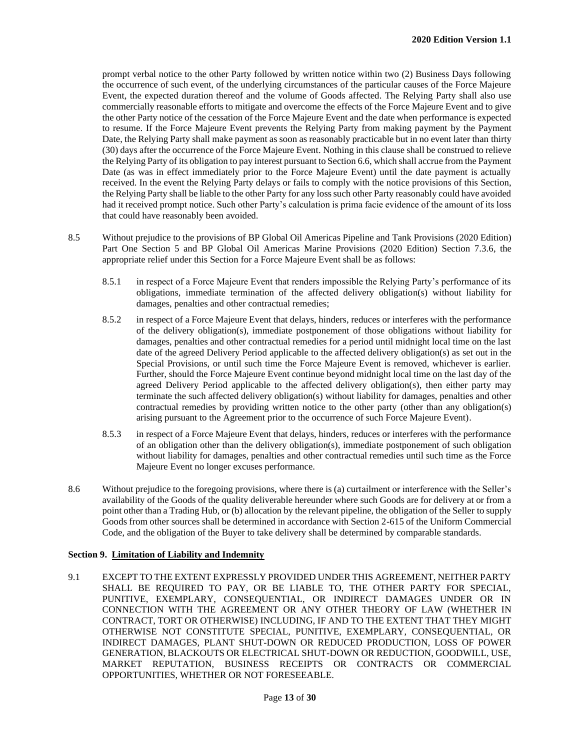prompt verbal notice to the other Party followed by written notice within two (2) Business Days following the occurrence of such event, of the underlying circumstances of the particular causes of the Force Majeure Event, the expected duration thereof and the volume of Goods affected. The Relying Party shall also use commercially reasonable efforts to mitigate and overcome the effects of the Force Majeure Event and to give the other Party notice of the cessation of the Force Majeure Event and the date when performance is expected to resume. If the Force Majeure Event prevents the Relying Party from making payment by the Payment Date, the Relying Party shall make payment as soon as reasonably practicable but in no event later than thirty (30) days after the occurrence of the Force Majeure Event. Nothing in this clause shall be construed to relieve the Relying Party of its obligation to pay interest pursuant to Section 6.6, which shall accrue from the Payment Date (as was in effect immediately prior to the Force Majeure Event) until the date payment is actually received. In the event the Relying Party delays or fails to comply with the notice provisions of this Section, the Relying Party shall be liable to the other Party for any loss such other Party reasonably could have avoided had it received prompt notice. Such other Party's calculation is prima facie evidence of the amount of its loss that could have reasonably been avoided.

8.5 Without prejudice to the provisions of BP Global Oil Americas Pipeline and Tank Provisions (2020 Edition) Part One Section 5 and BP Global Oil Americas Marine Provisions (2020 Edition) Section 7.3.6, the appropriate relief under this Section for a Force Majeure Event shall be as follows:

8.5.1 in respect of a Force Majeure Event that renders impossible the Relying Party's performance of its obligations, immediate termination of the affected delivery obligation(s) without liability for damages, penalties and other contractual remedies;

8.5.2 in respect of a Force Majeure Event that delays, hinders, reduces or interferes with the performance of the delivery obligation(s), immediate postponement of those obligations without liability for damages, penalties and other contractual remedies for a period until midnight local time on the last date of the agreed Delivery Period applicable to the affected delivery obligation(s) as set out in the Special Provisions, or until such time the Force Majeure Event is removed, whichever is earlier. Further, should the Force Majeure Event continue beyond midnight local time on the last day of the agreed Delivery Period applicable to the affected delivery obligation(s), then either party may terminate the such affected delivery obligation(s) without liability for damages, penalties and other contractual remedies by providing written notice to the other party (other than any obligation(s) arising pursuant to the Agreement prior to the occurrence of such Force Majeure Event).

8.5.3 in respect of a Force Majeure Event that delays, hinders, reduces or interferes with the performance of an obligation other than the delivery obligation(s), immediate postponement of such obligation without liability for damages, penalties and other contractual remedies until such time as the Force Majeure Event no longer excuses performance.

8.6 Without prejudice to the foregoing provisions, where there is (a) curtailment or interference with the Seller's availability of the Goods of the quality deliverable hereunder where such Goods are for delivery at or from a point other than a Trading Hub, or (b) allocation by the relevant pipeline, the obligation of the Seller to supply Goods from other sources shall be determined in accordance with Section 2-615 of the Uniform Commercial Code, and the obligation of the Buyer to take delivery shall be determined by comparable standards.

**Section 9. Limitation of Liability and Indemnity**

9.1 EXCEPT TO THE EXTENT EXPRESSLY PROVIDED UNDER THIS AGREEMENT, NEITHER PARTY SHALL BE REQUIRED TO PAY, OR BE LIABLE TO, THE OTHER PARTY FOR SPECIAL, PUNITIVE, EXEMPLARY, CONSEQUENTIAL, OR INDIRECT DAMAGES UNDER OR IN CONNECTION WITH THE AGREEMENT OR ANY OTHER THEORY OF LAW (WHETHER IN CONTRACT, TORT OR OTHERWISE) INCLUDING, IF AND TO THE EXTENT THAT THEY MIGHT OTHERWISE NOT CONSTITUTE SPECIAL, PUNITIVE, EXEMPLARY, CONSEQUENTIAL, OR INDIRECT DAMAGES, PLANT SHUT-DOWN OR REDUCED PRODUCTION, LOSS OF POWER GENERATION, BLACKOUTS OR ELECTRICAL SHUT-DOWN OR REDUCTION, GOODWILL, USE, MARKET REPUTATION, BUSINESS RECEIPTS OR CONTRACTS OR COMMERCIAL OPPORTUNITIES, WHETHER OR NOT FORESEEABLE.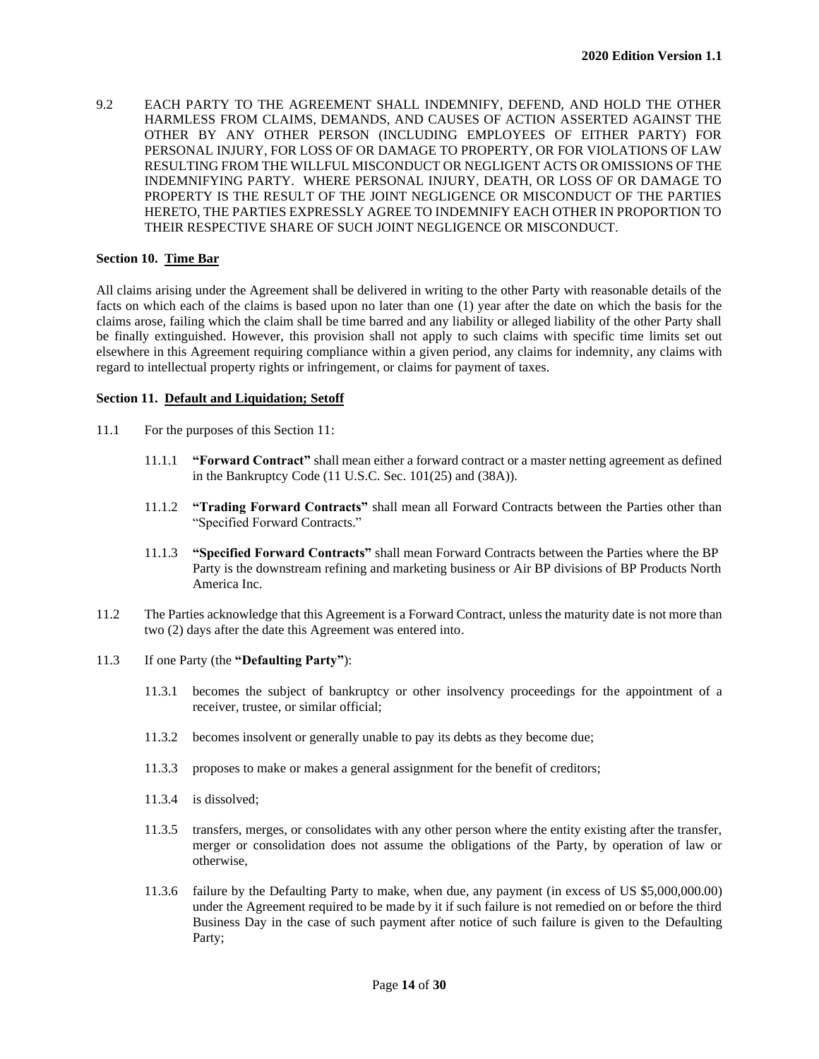9.2 EACH PARTY TO THE AGREEMENT SHALL INDEMNIFY, DEFEND, AND HOLD THE OTHER HARMLESS FROM CLAIMS, DEMANDS, AND CAUSES OF ACTION ASSERTED AGAINST THE OTHER BY ANY OTHER PERSON (INCLUDING EMPLOYEES OF EITHER PARTY) FOR PERSONAL INJURY, FOR LOSS OF OR DAMAGE TO PROPERTY, OR FOR VIOLATIONS OF LAW RESULTING FROM THE WILLFUL MISCONDUCT OR NEGLIGENT ACTS OR OMISSIONS OF THE INDEMNIFYING PARTY. WHERE PERSONAL INJURY, DEATH, OR LOSS OF OR DAMAGE TO PROPERTY IS THE RESULT OF THE JOINT NEGLIGENCE OR MISCONDUCT OF THE PARTIES HERETO, THE PARTIES EXPRESSLY AGREE TO INDEMNIFY EACH OTHER IN PROPORTION TO THEIR RESPECTIVE SHARE OF SUCH JOINT NEGLIGENCE OR MISCONDUCT.

**Section 10. Time Bar**

All claims arising under the Agreement shall be delivered in writing to the other Party with reasonable details of the facts on which each of the claims is based upon no later than one (1) year after the date on which the basis for the claims arose, failing which the claim shall be time barred and any liability or alleged liability of the other Party shall be finally extinguished. However, this provision shall not apply to such claims with specific time limits set out elsewhere in this Agreement requiring compliance within a given period, any claims for indemnity, any claims with regard to intellectual property rights or infringement, or claims for payment of taxes.

**Section 11. Default and Liquidation; Setoff**

11.1 For the purposes of this Section 11:

11.1.1 **"Forward Contract"** shall mean either a forward contract or a master netting agreement as defined in the Bankruptcy Code (11 U.S.C. Sec. 101(25) and (38A)).

11.1.2 **"Trading Forward Contracts"** shall mean all Forward Contracts between the Parties other than "Specified Forward Contracts."

11.1.3 **"Specified Forward Contracts"** shall mean Forward Contracts between the Parties where the BP Party is the downstream refining and marketing business or Air BP divisions of BP Products North America Inc.

11.2 The Parties acknowledge that this Agreement is a Forward Contract, unless the maturity date is not more than two (2) days after the date this Agreement was entered into.

11.3 If one Party (the **"Defaulting Party"**):

11.3.1 becomes the subject of bankruptcy or other insolvency proceedings for the appointment of a receiver, trustee, or similar official;

11.3.2 becomes insolvent or generally unable to pay its debts as they become due;

11.3.3 proposes to make or makes a general assignment for the benefit of creditors;

11.3.4 is dissolved;

11.3.5 transfers, merges, or consolidates with any other person where the entity existing after the transfer, merger or consolidation does not assume the obligations of the Party, by operation of law or otherwise,

11.3.6 failure by the Defaulting Party to make, when due, any payment (in excess of US $5,000,000.00) under the Agreement required to be made by it if such failure is not remedied on or before the third Business Day in the case of such payment after notice of such failure is given to the Defaulting Party;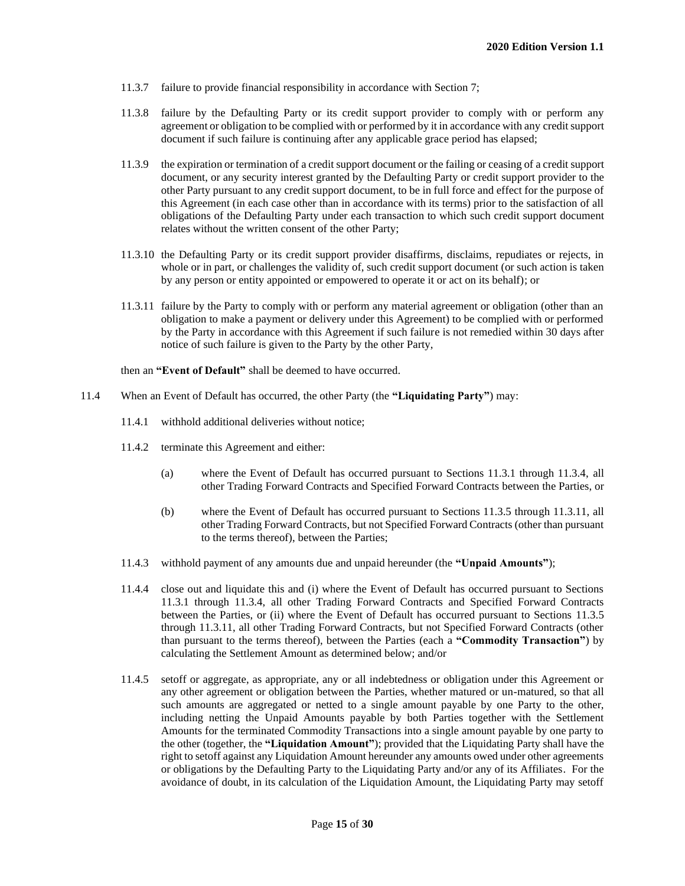11.3.7 failure to provide financial responsibility in accordance with Section 7;

11.3.8 failure by the Defaulting Party or its credit support provider to comply with or perform any agreement or obligation to be complied with or performed by it in accordance with any credit support document if such failure is continuing after any applicable grace period has elapsed;

11.3.9 the expiration or termination of a credit support document or the failing or ceasing of a credit support document, or any security interest granted by the Defaulting Party or credit support provider to the other Party pursuant to any credit support document, to be in full force and effect for the purpose of this Agreement (in each case other than in accordance with its terms) prior to the satisfaction of all obligations of the Defaulting Party under each transaction to which such credit support document relates without the written consent of the other Party;

11.3.10 the Defaulting Party or its credit support provider disaffirms, disclaims, repudiates or rejects, in whole or in part, or challenges the validity of, such credit support document (or such action is taken by any person or entity appointed or empowered to operate it or act on its behalf); or

11.3.11 failure by the Party to comply with or perform any material agreement or obligation (other than an obligation to make a payment or delivery under this Agreement) to be complied with or performed by the Party in accordance with this Agreement if such failure is not remedied within 30 days after notice of such failure is given to the Party by the other Party,

then an **"Event of Default"** shall be deemed to have occurred.

11.4 When an Event of Default has occurred, the other Party (the **"Liquidating Party"**) may:

11.4.1 withhold additional deliveries without notice;

11.4.2 terminate this Agreement and either:

(a) where the Event of Default has occurred pursuant to Sections 11.3.1 through 11.3.4, all other Trading Forward Contracts and Specified Forward Contracts between the Parties, or

(b) where the Event of Default has occurred pursuant to Sections 11.3.5 through 11.3.11, all other Trading Forward Contracts, but not Specified Forward Contracts (other than pursuant to the terms thereof), between the Parties;

11.4.3 withhold payment of any amounts due and unpaid hereunder (the **"Unpaid Amounts"**);

11.4.4 close out and liquidate this and (i) where the Event of Default has occurred pursuant to Sections 11.3.1 through 11.3.4, all other Trading Forward Contracts and Specified Forward Contracts between the Parties, or (ii) where the Event of Default has occurred pursuant to Sections 11.3.5 through 11.3.11, all other Trading Forward Contracts, but not Specified Forward Contracts (other than pursuant to the terms thereof), between the Parties (each a **"Commodity Transaction"**) by calculating the Settlement Amount as determined below; and/or

11.4.5 setoff or aggregate, as appropriate, any or all indebtedness or obligation under this Agreement or any other agreement or obligation between the Parties, whether matured or un-matured, so that all such amounts are aggregated or netted to a single amount payable by one Party to the other, including netting the Unpaid Amounts payable by both Parties together with the Settlement Amounts for the terminated Commodity Transactions into a single amount payable by one party to the other (together, the **"Liquidation Amount"**); provided that the Liquidating Party shall have the right to setoff against any Liquidation Amount hereunder any amounts owed under other agreements or obligations by the Defaulting Party to the Liquidating Party and/or any of its Affiliates. For the avoidance of doubt, in its calculation of the Liquidation Amount, the Liquidating Party may setoff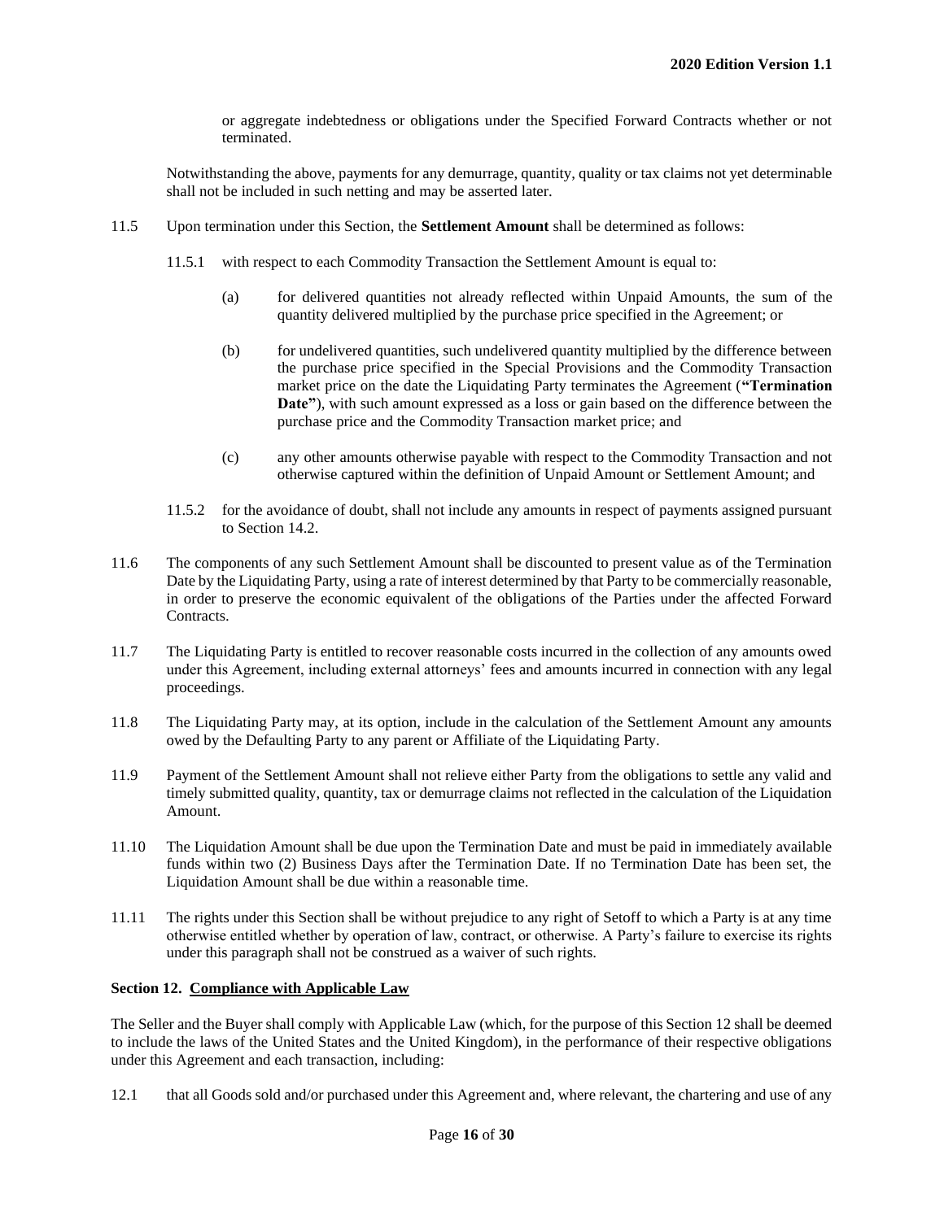or aggregate indebtedness or obligations under the Specified Forward Contracts whether or not terminated.

Notwithstanding the above, payments for any demurrage, quantity, quality or tax claims not yet determinable shall not be included in such netting and may be asserted later.

11.5 Upon termination under this Section, the **Settlement Amount** shall be determined as follows:

11.5.1 with respect to each Commodity Transaction the Settlement Amount is equal to:

(a) for delivered quantities not already reflected within Unpaid Amounts, the sum of the quantity delivered multiplied by the purchase price specified in the Agreement; or

(b) for undelivered quantities, such undelivered quantity multiplied by the difference between the purchase price specified in the Special Provisions and the Commodity Transaction market price on the date the Liquidating Party terminates the Agreement (**"Termination Date"**), with such amount expressed as a loss or gain based on the difference between the purchase price and the Commodity Transaction market price; and

(c) any other amounts otherwise payable with respect to the Commodity Transaction and not otherwise captured within the definition of Unpaid Amount or Settlement Amount; and

11.5.2 for the avoidance of doubt, shall not include any amounts in respect of payments assigned pursuant to Section 14.2.

11.6 The components of any such Settlement Amount shall be discounted to present value as of the Termination Date by the Liquidating Party, using a rate of interest determined by that Party to be commercially reasonable, in order to preserve the economic equivalent of the obligations of the Parties under the affected Forward Contracts.

11.7 The Liquidating Party is entitled to recover reasonable costs incurred in the collection of any amounts owed under this Agreement, including external attorneys' fees and amounts incurred in connection with any legal proceedings.

11.8 The Liquidating Party may, at its option, include in the calculation of the Settlement Amount any amounts owed by the Defaulting Party to any parent or Affiliate of the Liquidating Party.

11.9 Payment of the Settlement Amount shall not relieve either Party from the obligations to settle any valid and timely submitted quality, quantity, tax or demurrage claims not reflected in the calculation of the Liquidation Amount.

11.10 The Liquidation Amount shall be due upon the Termination Date and must be paid in immediately available funds within two (2) Business Days after the Termination Date. If no Termination Date has been set, the Liquidation Amount shall be due within a reasonable time.

11.11 The rights under this Section shall be without prejudice to any right of Setoff to which a Party is at any time otherwise entitled whether by operation of law, contract, or otherwise. A Party's failure to exercise its rights under this paragraph shall not be construed as a waiver of such rights.

### Section 12. Compliance with Applicable Law

The Seller and the Buyer shall comply with Applicable Law (which, for the purpose of this Section 12 shall be deemed to include the laws of the United States and the United Kingdom), in the performance of their respective obligations under this Agreement and each transaction, including:

12.1 that all Goods sold and/or purchased under this Agreement and, where relevant, the chartering and use of any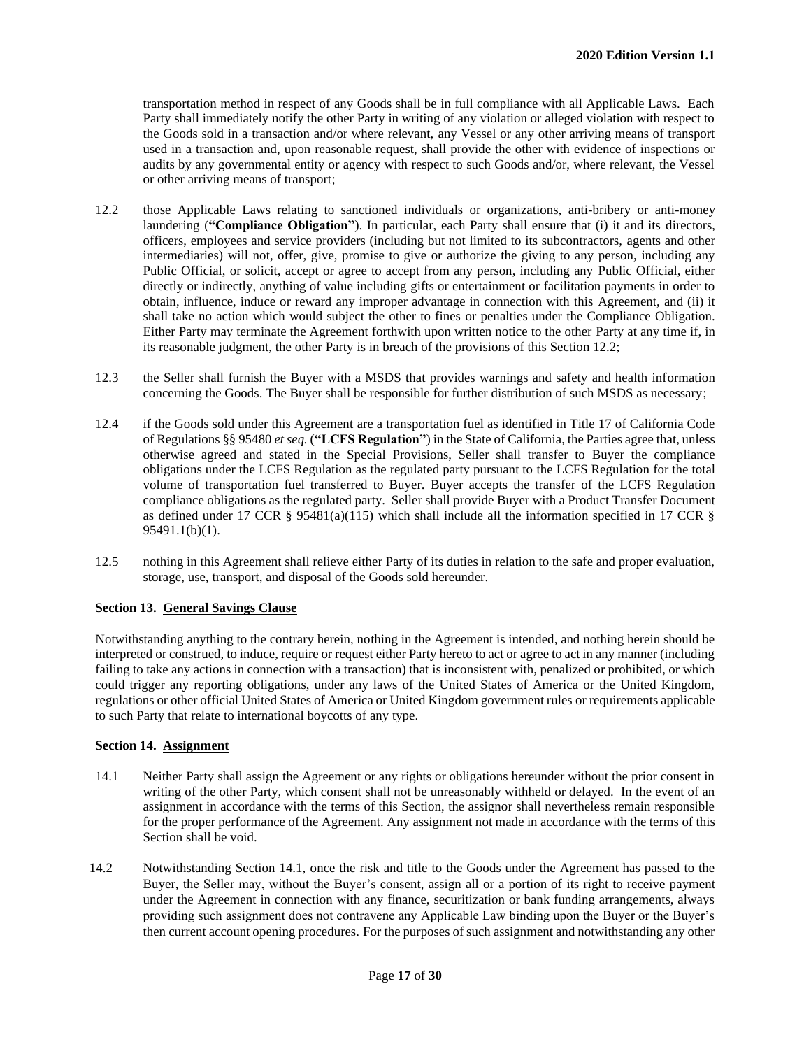transportation method in respect of any Goods shall be in full compliance with all Applicable Laws. Each Party shall immediately notify the other Party in writing of any violation or alleged violation with respect to the Goods sold in a transaction and/or where relevant, any Vessel or any other arriving means of transport used in a transaction and, upon reasonable request, shall provide the other with evidence of inspections or audits by any governmental entity or agency with respect to such Goods and/or, where relevant, the Vessel or other arriving means of transport;

12.2 those Applicable Laws relating to sanctioned individuals or organizations, anti-bribery or anti-money laundering (**"Compliance Obligation"**). In particular, each Party shall ensure that (i) it and its directors, officers, employees and service providers (including but not limited to its subcontractors, agents and other intermediaries) will not, offer, give, promise to give or authorize the giving to any person, including any Public Official, or solicit, accept or agree to accept from any person, including any Public Official, either directly or indirectly, anything of value including gifts or entertainment or facilitation payments in order to obtain, influence, induce or reward any improper advantage in connection with this Agreement, and (ii) it shall take no action which would subject the other to fines or penalties under the Compliance Obligation. Either Party may terminate the Agreement forthwith upon written notice to the other Party at any time if, in its reasonable judgment, the other Party is in breach of the provisions of this Section 12.2;

12.3 the Seller shall furnish the Buyer with a MSDS that provides warnings and safety and health information concerning the Goods. The Buyer shall be responsible for further distribution of such MSDS as necessary;

12.4 if the Goods sold under this Agreement are a transportation fuel as identified in Title 17 of California Code of Regulations §§ 95480 *et seq.* (**"LCFS Regulation"**) in the State of California, the Parties agree that, unless otherwise agreed and stated in the Special Provisions, Seller shall transfer to Buyer the compliance obligations under the LCFS Regulation as the regulated party pursuant to the LCFS Regulation for the total volume of transportation fuel transferred to Buyer. Buyer accepts the transfer of the LCFS Regulation compliance obligations as the regulated party. Seller shall provide Buyer with a Product Transfer Document as defined under 17 CCR § 95481(a)(115) which shall include all the information specified in 17 CCR § 95491.1(b)(1).

12.5 nothing in this Agreement shall relieve either Party of its duties in relation to the safe and proper evaluation, storage, use, transport, and disposal of the Goods sold hereunder.

### Section 13. General Savings Clause

Notwithstanding anything to the contrary herein, nothing in the Agreement is intended, and nothing herein should be interpreted or construed, to induce, require or request either Party hereto to act or agree to act in any manner (including failing to take any actions in connection with a transaction) that is inconsistent with, penalized or prohibited, or which could trigger any reporting obligations, under any laws of the United States of America or the United Kingdom, regulations or other official United States of America or United Kingdom government rules or requirements applicable to such Party that relate to international boycotts of any type.

### Section 14. Assignment

14.1 Neither Party shall assign the Agreement or any rights or obligations hereunder without the prior consent in writing of the other Party, which consent shall not be unreasonably withheld or delayed. In the event of an assignment in accordance with the terms of this Section, the assignor shall nevertheless remain responsible for the proper performance of the Agreement. Any assignment not made in accordance with the terms of this Section shall be void.

14.2 Notwithstanding Section 14.1, once the risk and title to the Goods under the Agreement has passed to the Buyer, the Seller may, without the Buyer's consent, assign all or a portion of its right to receive payment under the Agreement in connection with any finance, securitization or bank funding arrangements, always providing such assignment does not contravene any Applicable Law binding upon the Buyer or the Buyer's then current account opening procedures. For the purposes of such assignment and notwithstanding any other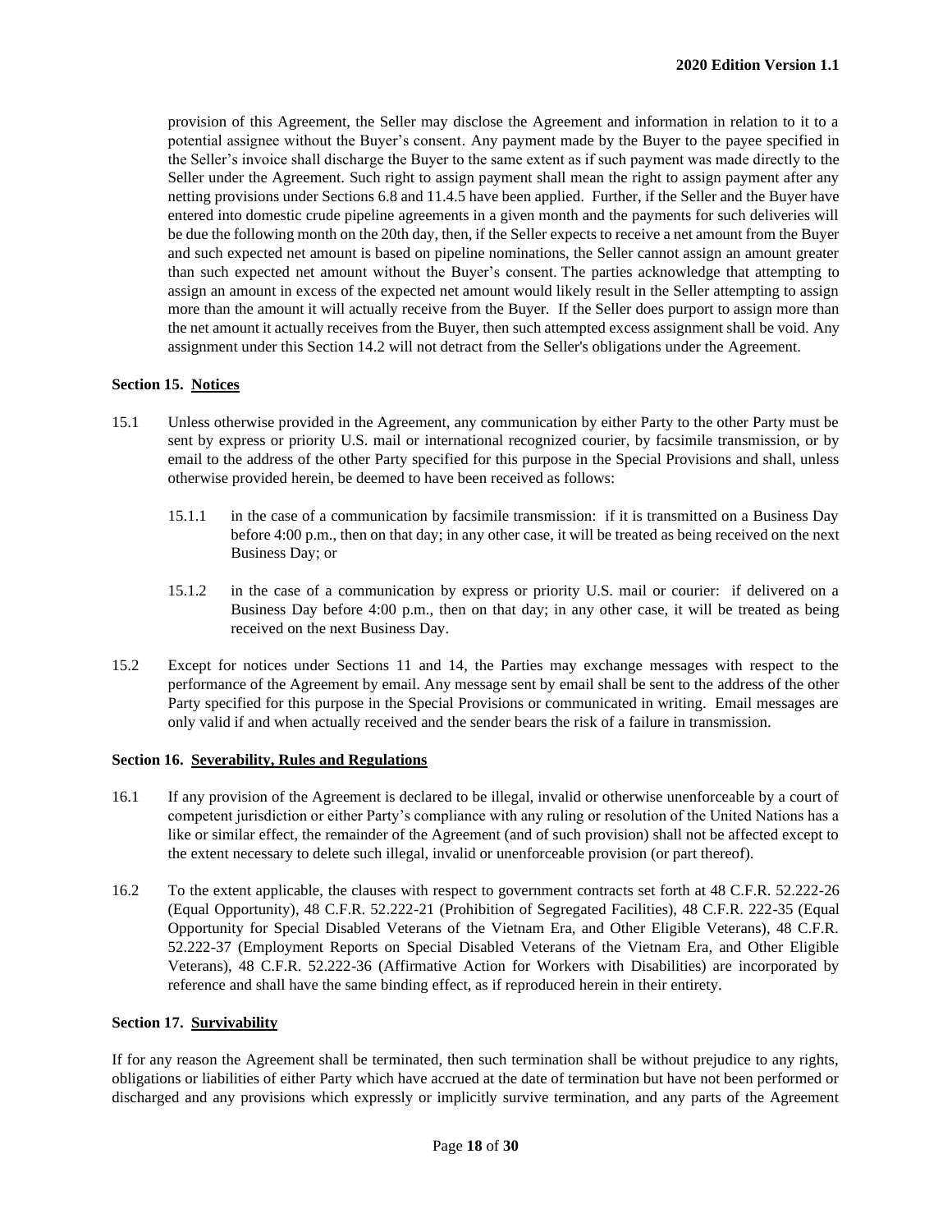provision of this Agreement, the Seller may disclose the Agreement and information in relation to it to a potential assignee without the Buyer's consent. Any payment made by the Buyer to the payee specified in the Seller's invoice shall discharge the Buyer to the same extent as if such payment was made directly to the Seller under the Agreement. Such right to assign payment shall mean the right to assign payment after any netting provisions under Sections 6.8 and 11.4.5 have been applied. Further, if the Seller and the Buyer have entered into domestic crude pipeline agreements in a given month and the payments for such deliveries will be due the following month on the 20th day, then, if the Seller expects to receive a net amount from the Buyer and such expected net amount is based on pipeline nominations, the Seller cannot assign an amount greater than such expected net amount without the Buyer's consent. The parties acknowledge that attempting to assign an amount in excess of the expected net amount would likely result in the Seller attempting to assign more than the amount it will actually receive from the Buyer. If the Seller does purport to assign more than the net amount it actually receives from the Buyer, then such attempted excess assignment shall be void. Any assignment under this Section 14.2 will not detract from the Seller's obligations under the Agreement.

### Section 15. <u>Notices</u>

15.1 Unless otherwise provided in the Agreement, any communication by either Party to the other Party must be sent by express or priority U.S. mail or international recognized courier, by facsimile transmission, or by email to the address of the other Party specified for this purpose in the Special Provisions and shall, unless otherwise provided herein, be deemed to have been received as follows:

15.1.1 in the case of a communication by facsimile transmission: if it is transmitted on a Business Day before 4:00 p.m., then on that day; in any other case, it will be treated as being received on the next Business Day; or

15.1.2 in the case of a communication by express or priority U.S. mail or courier: if delivered on a Business Day before 4:00 p.m., then on that day; in any other case, it will be treated as being received on the next Business Day.

15.2 Except for notices under Sections 11 and 14, the Parties may exchange messages with respect to the performance of the Agreement by email. Any message sent by email shall be sent to the address of the other Party specified for this purpose in the Special Provisions or communicated in writing. Email messages are only valid if and when actually received and the sender bears the risk of a failure in transmission.

### Section 16. <u>Severability, Rules and Regulations</u>

16.1 If any provision of the Agreement is declared to be illegal, invalid or otherwise unenforceable by a court of competent jurisdiction or either Party's compliance with any ruling or resolution of the United Nations has a like or similar effect, the remainder of the Agreement (and of such provision) shall not be affected except to the extent necessary to delete such illegal, invalid or unenforceable provision (or part thereof).

16.2 To the extent applicable, the clauses with respect to government contracts set forth at 48 C.F.R. 52.222-26 (Equal Opportunity), 48 C.F.R. 52.222-21 (Prohibition of Segregated Facilities), 48 C.F.R. 222-35 (Equal Opportunity for Special Disabled Veterans of the Vietnam Era, and Other Eligible Veterans), 48 C.F.R. 52.222-37 (Employment Reports on Special Disabled Veterans of the Vietnam Era, and Other Eligible Veterans), 48 C.F.R. 52.222-36 (Affirmative Action for Workers with Disabilities) are incorporated by reference and shall have the same binding effect, as if reproduced herein in their entirety.

### Section 17. <u>Survivability</u>

If for any reason the Agreement shall be terminated, then such termination shall be without prejudice to any rights, obligations or liabilities of either Party which have accrued at the date of termination but have not been performed or discharged and any provisions which expressly or implicitly survive termination, and any parts of the Agreement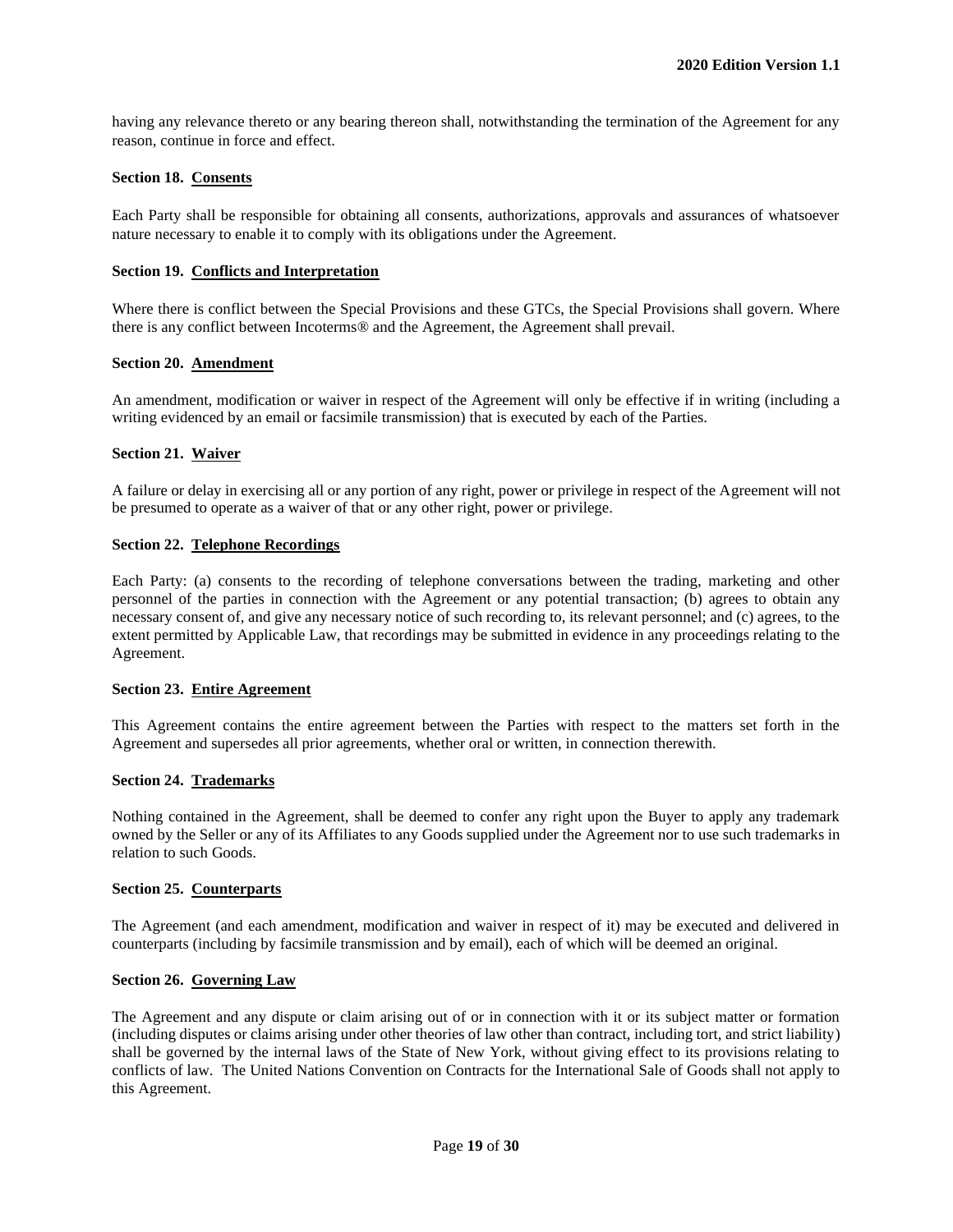having any relevance thereto or any bearing thereon shall, notwithstanding the termination of the Agreement for any reason, continue in force and effect.

### Section 18. Consents

Each Party shall be responsible for obtaining all consents, authorizations, approvals and assurances of whatsoever nature necessary to enable it to comply with its obligations under the Agreement.

### Section 19. Conflicts and Interpretation

Where there is conflict between the Special Provisions and these GTCs, the Special Provisions shall govern. Where there is any conflict between Incoterms® and the Agreement, the Agreement shall prevail.

### Section 20. Amendment

An amendment, modification or waiver in respect of the Agreement will only be effective if in writing (including a writing evidenced by an email or facsimile transmission) that is executed by each of the Parties.

### Section 21. Waiver

A failure or delay in exercising all or any portion of any right, power or privilege in respect of the Agreement will not be presumed to operate as a waiver of that or any other right, power or privilege.

### Section 22. Telephone Recordings

Each Party: (a) consents to the recording of telephone conversations between the trading, marketing and other personnel of the parties in connection with the Agreement or any potential transaction; (b) agrees to obtain any necessary consent of, and give any necessary notice of such recording to, its relevant personnel; and (c) agrees, to the extent permitted by Applicable Law, that recordings may be submitted in evidence in any proceedings relating to the Agreement.

### Section 23. Entire Agreement

This Agreement contains the entire agreement between the Parties with respect to the matters set forth in the Agreement and supersedes all prior agreements, whether oral or written, in connection therewith.

### Section 24. Trademarks

Nothing contained in the Agreement, shall be deemed to confer any right upon the Buyer to apply any trademark owned by the Seller or any of its Affiliates to any Goods supplied under the Agreement nor to use such trademarks in relation to such Goods.

### Section 25. Counterparts

The Agreement (and each amendment, modification and waiver in respect of it) may be executed and delivered in counterparts (including by facsimile transmission and by email), each of which will be deemed an original.

### Section 26. Governing Law

The Agreement and any dispute or claim arising out of or in connection with it or its subject matter or formation (including disputes or claims arising under other theories of law other than contract, including tort, and strict liability) shall be governed by the internal laws of the State of New York, without giving effect to its provisions relating to conflicts of law. The United Nations Convention on Contracts for the International Sale of Goods shall not apply to this Agreement.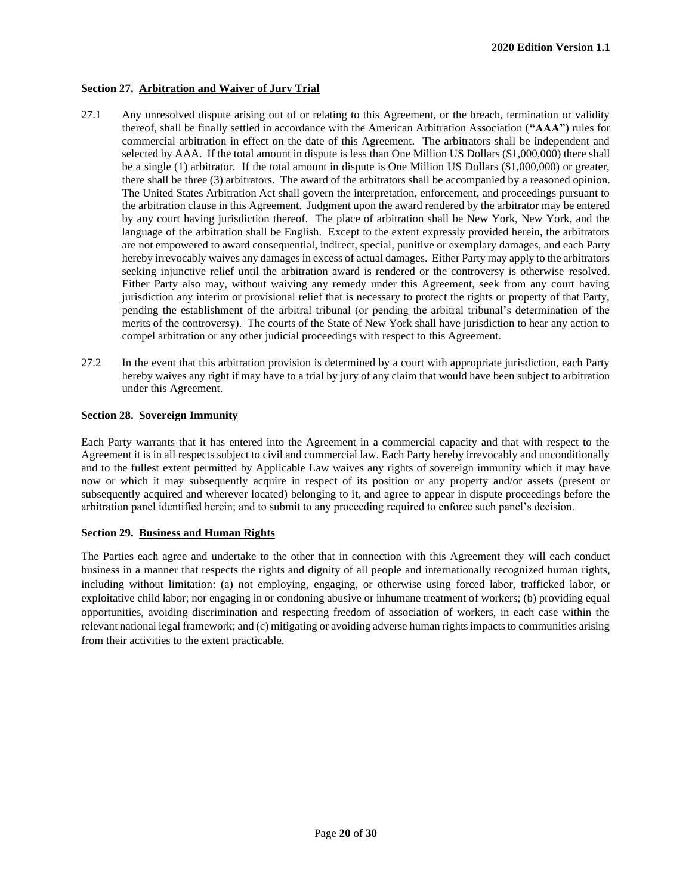### Section 27. Arbitration and Waiver of Jury Trial

27.1 Any unresolved dispute arising out of or relating to this Agreement, or the breach, termination or validity thereof, shall be finally settled in accordance with the American Arbitration Association (**"AAA"**) rules for commercial arbitration in effect on the date of this Agreement. The arbitrators shall be independent and selected by AAA. If the total amount in dispute is less than One Million US Dollars ($1,000,000) there shall be a single (1) arbitrator. If the total amount in dispute is One Million US Dollars ($1,000,000) or greater, there shall be three (3) arbitrators. The award of the arbitrators shall be accompanied by a reasoned opinion. The United States Arbitration Act shall govern the interpretation, enforcement, and proceedings pursuant to the arbitration clause in this Agreement. Judgment upon the award rendered by the arbitrator may be entered by any court having jurisdiction thereof. The place of arbitration shall be New York, New York, and the language of the arbitration shall be English. Except to the extent expressly provided herein, the arbitrators are not empowered to award consequential, indirect, special, punitive or exemplary damages, and each Party hereby irrevocably waives any damages in excess of actual damages. Either Party may apply to the arbitrators seeking injunctive relief until the arbitration award is rendered or the controversy is otherwise resolved. Either Party also may, without waiving any remedy under this Agreement, seek from any court having jurisdiction any interim or provisional relief that is necessary to protect the rights or property of that Party, pending the establishment of the arbitral tribunal (or pending the arbitral tribunal's determination of the merits of the controversy). The courts of the State of New York shall have jurisdiction to hear any action to compel arbitration or any other judicial proceedings with respect to this Agreement.

27.2 In the event that this arbitration provision is determined by a court with appropriate jurisdiction, each Party hereby waives any right if may have to a trial by jury of any claim that would have been subject to arbitration under this Agreement.

### Section 28. Sovereign Immunity

Each Party warrants that it has entered into the Agreement in a commercial capacity and that with respect to the Agreement it is in all respects subject to civil and commercial law. Each Party hereby irrevocably and unconditionally and to the fullest extent permitted by Applicable Law waives any rights of sovereign immunity which it may have now or which it may subsequently acquire in respect of its position or any property and/or assets (present or subsequently acquired and wherever located) belonging to it, and agree to appear in dispute proceedings before the arbitration panel identified herein; and to submit to any proceeding required to enforce such panel's decision.

### Section 29. Business and Human Rights

The Parties each agree and undertake to the other that in connection with this Agreement they will each conduct business in a manner that respects the rights and dignity of all people and internationally recognized human rights, including without limitation: (a) not employing, engaging, or otherwise using forced labor, trafficked labor, or exploitative child labor; nor engaging in or condoning abusive or inhumane treatment of workers; (b) providing equal opportunities, avoiding discrimination and respecting freedom of association of workers, in each case within the relevant national legal framework; and (c) mitigating or avoiding adverse human rights impacts to communities arising from their activities to the extent practicable.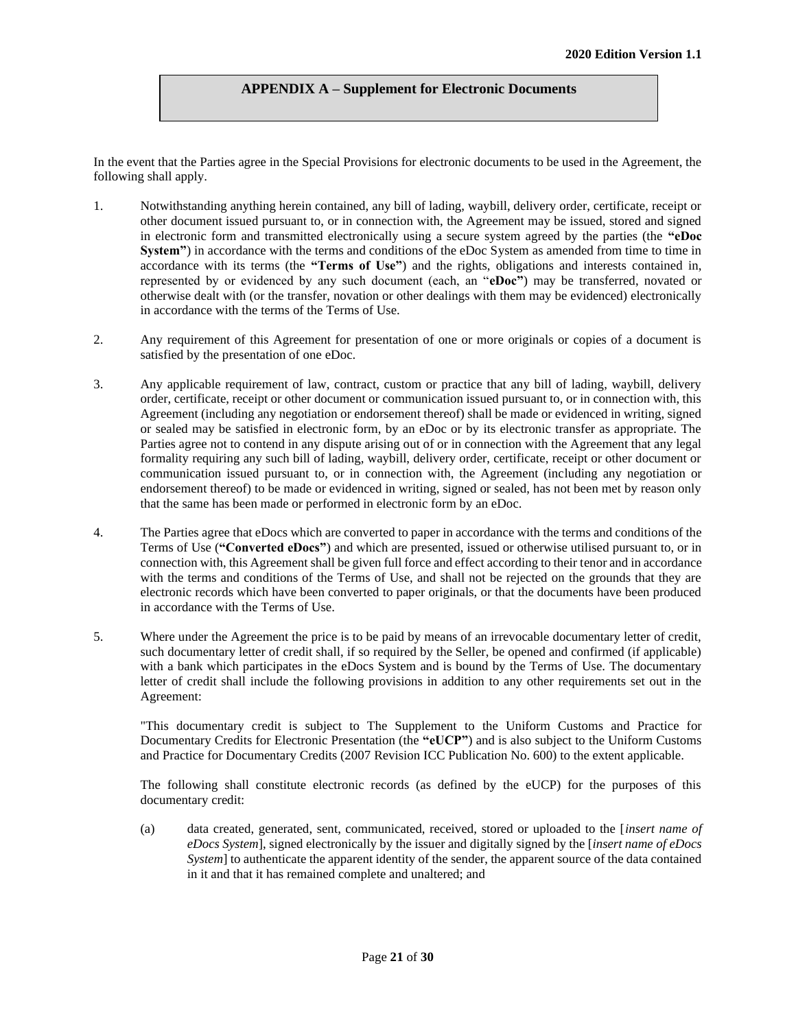## APPENDIX A – Supplement for Electronic Documents

In the event that the Parties agree in the Special Provisions for electronic documents to be used in the Agreement, the following shall apply.

1. Notwithstanding anything herein contained, any bill of lading, waybill, delivery order, certificate, receipt or other document issued pursuant to, or in connection with, the Agreement may be issued, stored and signed in electronic form and transmitted electronically using a secure system agreed by the parties (the **"eDoc System"**) in accordance with the terms and conditions of the eDoc System as amended from time to time in accordance with its terms (the **"Terms of Use"**) and the rights, obligations and interests contained in, represented by or evidenced by any such document (each, an "**eDoc"**) may be transferred, novated or otherwise dealt with (or the transfer, novation or other dealings with them may be evidenced) electronically in accordance with the terms of the Terms of Use.

2. Any requirement of this Agreement for presentation of one or more originals or copies of a document is satisfied by the presentation of one eDoc.

3. Any applicable requirement of law, contract, custom or practice that any bill of lading, waybill, delivery order, certificate, receipt or other document or communication issued pursuant to, or in connection with, this Agreement (including any negotiation or endorsement thereof) shall be made or evidenced in writing, signed or sealed may be satisfied in electronic form, by an eDoc or by its electronic transfer as appropriate. The Parties agree not to contend in any dispute arising out of or in connection with the Agreement that any legal formality requiring any such bill of lading, waybill, delivery order, certificate, receipt or other document or communication issued pursuant to, or in connection with, the Agreement (including any negotiation or endorsement thereof) to be made or evidenced in writing, signed or sealed, has not been met by reason only that the same has been made or performed in electronic form by an eDoc.

4. The Parties agree that eDocs which are converted to paper in accordance with the terms and conditions of the Terms of Use (**"Converted eDocs"**) and which are presented, issued or otherwise utilised pursuant to, or in connection with, this Agreement shall be given full force and effect according to their tenor and in accordance with the terms and conditions of the Terms of Use, and shall not be rejected on the grounds that they are electronic records which have been converted to paper originals, or that the documents have been produced in accordance with the Terms of Use.

5. Where under the Agreement the price is to be paid by means of an irrevocable documentary letter of credit, such documentary letter of credit shall, if so required by the Seller, be opened and confirmed (if applicable) with a bank which participates in the eDocs System and is bound by the Terms of Use. The documentary letter of credit shall include the following provisions in addition to any other requirements set out in the Agreement:

   "This documentary credit is subject to The Supplement to the Uniform Customs and Practice for Documentary Credits for Electronic Presentation (the **"eUCP"**) and is also subject to the Uniform Customs and Practice for Documentary Credits (2007 Revision ICC Publication No. 600) to the extent applicable.

   The following shall constitute electronic records (as defined by the eUCP) for the purposes of this documentary credit:

   (a) data created, generated, sent, communicated, received, stored or uploaded to the [*insert name of eDocs System*], signed electronically by the issuer and digitally signed by the [*insert name of eDocs System*] to authenticate the apparent identity of the sender, the apparent source of the data contained in it and that it has remained complete and unaltered; and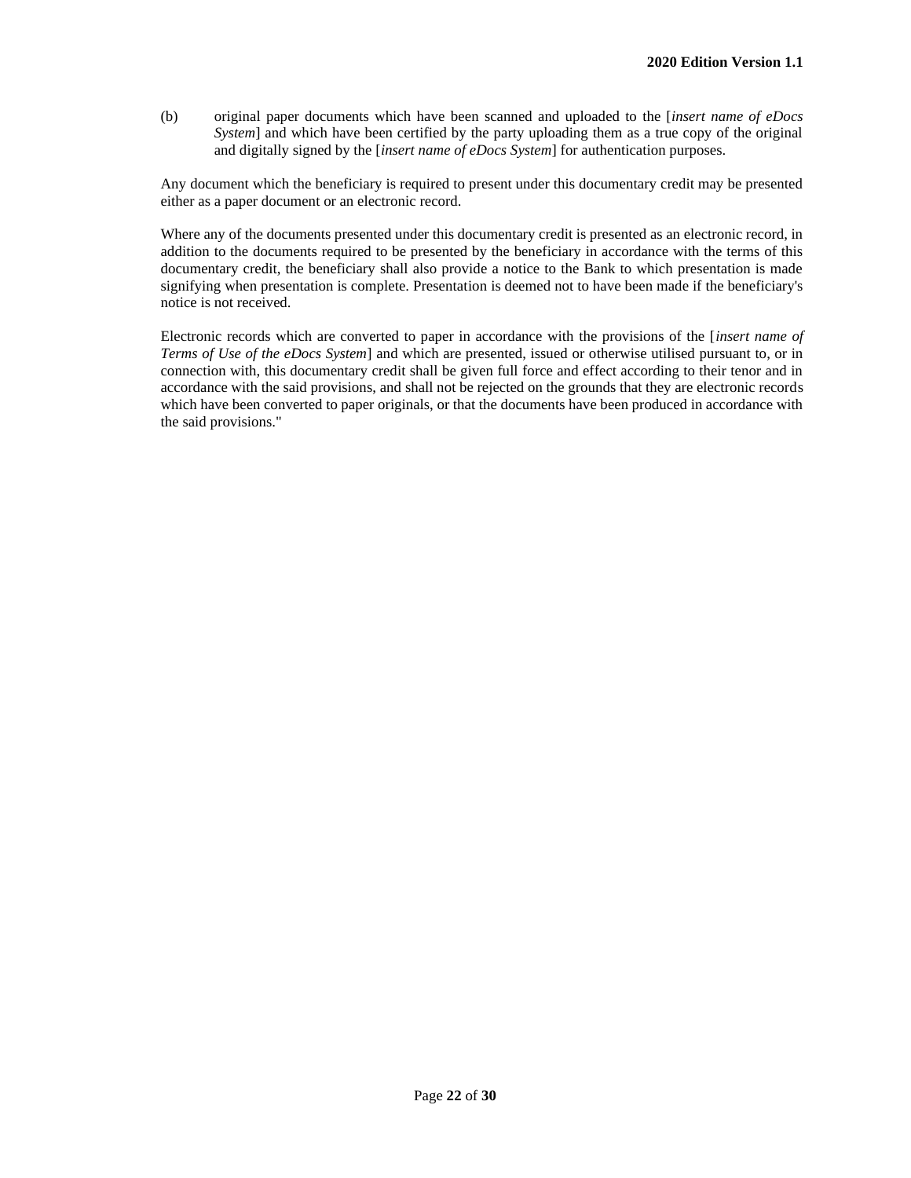(b) original paper documents which have been scanned and uploaded to the [*insert name of eDocs System*] and which have been certified by the party uploading them as a true copy of the original and digitally signed by the [*insert name of eDocs System*] for authentication purposes.

Any document which the beneficiary is required to present under this documentary credit may be presented either as a paper document or an electronic record.

Where any of the documents presented under this documentary credit is presented as an electronic record, in addition to the documents required to be presented by the beneficiary in accordance with the terms of this documentary credit, the beneficiary shall also provide a notice to the Bank to which presentation is made signifying when presentation is complete. Presentation is deemed not to have been made if the beneficiary's notice is not received.

Electronic records which are converted to paper in accordance with the provisions of the [*insert name of Terms of Use of the eDocs System*] and which are presented, issued or otherwise utilised pursuant to, or in connection with, this documentary credit shall be given full force and effect according to their tenor and in accordance with the said provisions, and shall not be rejected on the grounds that they are electronic records which have been converted to paper originals, or that the documents have been produced in accordance with the said provisions."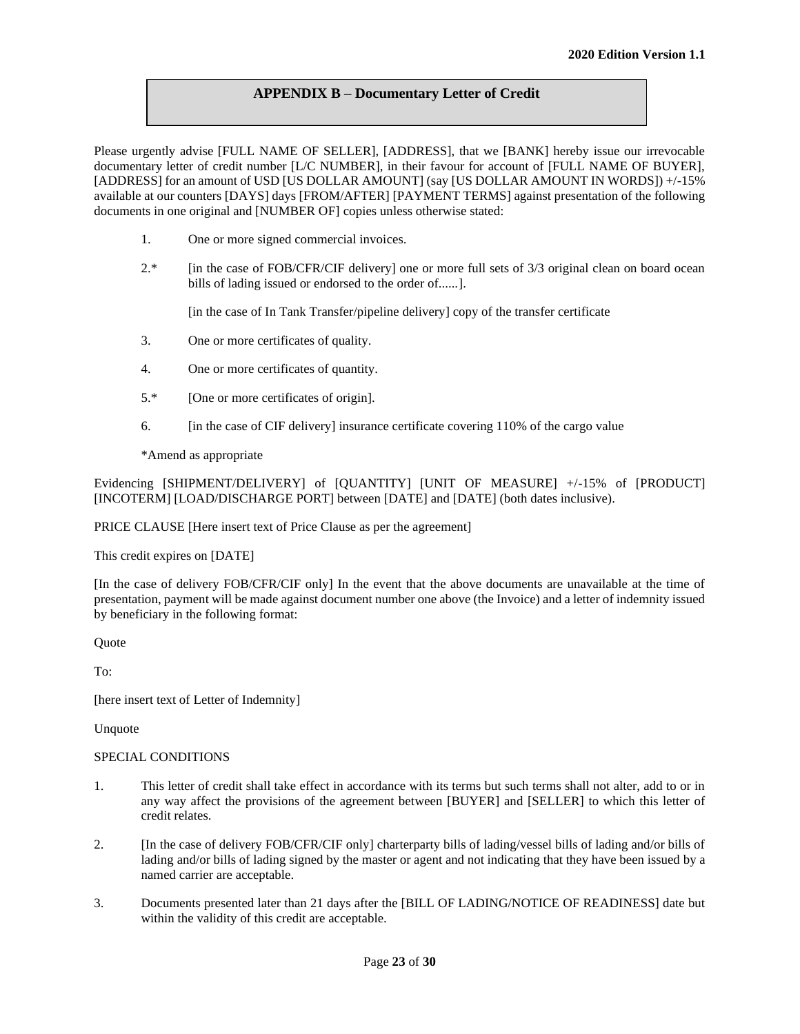## APPENDIX B – Documentary Letter of Credit

Please urgently advise [FULL NAME OF SELLER], [ADDRESS], that we [BANK] hereby issue our irrevocable documentary letter of credit number [L/C NUMBER], in their favour for account of [FULL NAME OF BUYER], [ADDRESS] for an amount of USD [US DOLLAR AMOUNT] (say [US DOLLAR AMOUNT IN WORDS]) +/-15% available at our counters [DAYS] days [FROM/AFTER] [PAYMENT TERMS] against presentation of the following documents in one original and [NUMBER OF] copies unless otherwise stated:

1. One or more signed commercial invoices.

2.* [in the case of FOB/CFR/CIF delivery] one or more full sets of 3/3 original clean on board ocean bills of lading issued or endorsed to the order of......].

   [in the case of In Tank Transfer/pipeline delivery] copy of the transfer certificate

3. One or more certificates of quality.

4. One or more certificates of quantity.

5.* [One or more certificates of origin].

6. [in the case of CIF delivery] insurance certificate covering 110% of the cargo value

*Amend as appropriate

Evidencing [SHIPMENT/DELIVERY] of [QUANTITY] [UNIT OF MEASURE] +/-15% of [PRODUCT] [INCOTERM] [LOAD/DISCHARGE PORT] between [DATE] and [DATE] (both dates inclusive).

PRICE CLAUSE [Here insert text of Price Clause as per the agreement]

This credit expires on [DATE]

[In the case of delivery FOB/CFR/CIF only] In the event that the above documents are unavailable at the time of presentation, payment will be made against document number one above (the Invoice) and a letter of indemnity issued by beneficiary in the following format:

Quote

To:

[here insert text of Letter of Indemnity]

Unquote

SPECIAL CONDITIONS

1. This letter of credit shall take effect in accordance with its terms but such terms shall not alter, add to or in any way affect the provisions of the agreement between [BUYER] and [SELLER] to which this letter of credit relates.

2. [In the case of delivery FOB/CFR/CIF only] charterparty bills of lading/vessel bills of lading and/or bills of lading and/or bills of lading signed by the master or agent and not indicating that they have been issued by a named carrier are acceptable.

3. Documents presented later than 21 days after the [BILL OF LADING/NOTICE OF READINESS] date but within the validity of this credit are acceptable.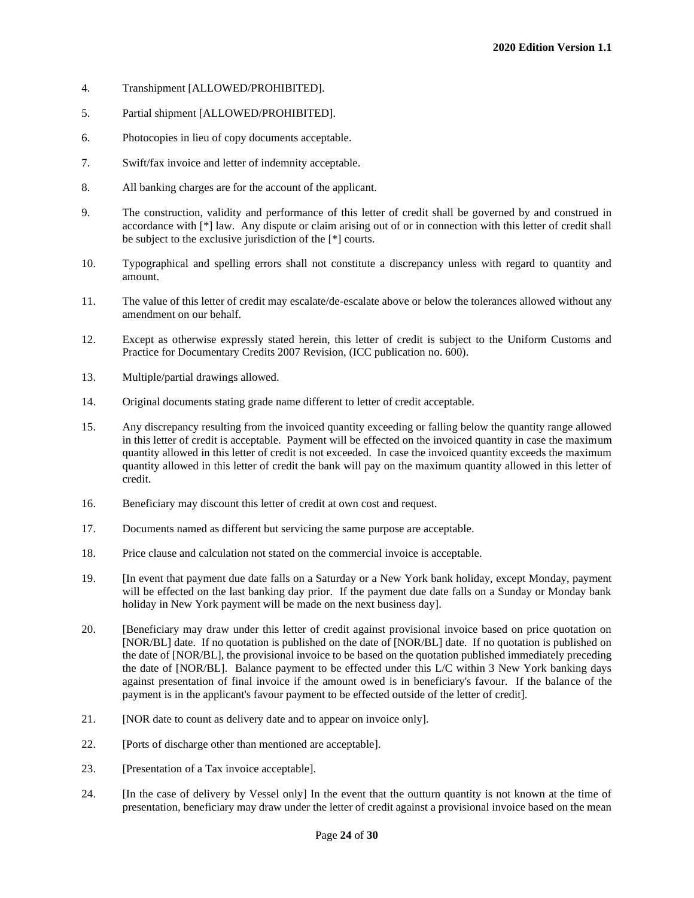4. Transhipment [ALLOWED/PROHIBITED].

5. Partial shipment [ALLOWED/PROHIBITED].

6. Photocopies in lieu of copy documents acceptable.

7. Swift/fax invoice and letter of indemnity acceptable.

8. All banking charges are for the account of the applicant.

9. The construction, validity and performance of this letter of credit shall be governed by and construed in accordance with [*] law. Any dispute or claim arising out of or in connection with this letter of credit shall be subject to the exclusive jurisdiction of the [*] courts.

10. Typographical and spelling errors shall not constitute a discrepancy unless with regard to quantity and amount.

11. The value of this letter of credit may escalate/de-escalate above or below the tolerances allowed without any amendment on our behalf.

12. Except as otherwise expressly stated herein, this letter of credit is subject to the Uniform Customs and Practice for Documentary Credits 2007 Revision, (ICC publication no. 600).

13. Multiple/partial drawings allowed.

14. Original documents stating grade name different to letter of credit acceptable.

15. Any discrepancy resulting from the invoiced quantity exceeding or falling below the quantity range allowed in this letter of credit is acceptable. Payment will be effected on the invoiced quantity in case the maximum quantity allowed in this letter of credit is not exceeded. In case the invoiced quantity exceeds the maximum quantity allowed in this letter of credit the bank will pay on the maximum quantity allowed in this letter of credit.

16. Beneficiary may discount this letter of credit at own cost and request.

17. Documents named as different but servicing the same purpose are acceptable.

18. Price clause and calculation not stated on the commercial invoice is acceptable.

19. [In event that payment due date falls on a Saturday or a New York bank holiday, except Monday, payment will be effected on the last banking day prior. If the payment due date falls on a Sunday or Monday bank holiday in New York payment will be made on the next business day].

20. [Beneficiary may draw under this letter of credit against provisional invoice based on price quotation on [NOR/BL] date. If no quotation is published on the date of [NOR/BL] date. If no quotation is published on the date of [NOR/BL], the provisional invoice to be based on the quotation published immediately preceding the date of [NOR/BL]. Balance payment to be effected under this L/C within 3 New York banking days against presentation of final invoice if the amount owed is in beneficiary's favour. If the balance of the payment is in the applicant's favour payment to be effected outside of the letter of credit].

21. [NOR date to count as delivery date and to appear on invoice only].

22. [Ports of discharge other than mentioned are acceptable].

23. [Presentation of a Tax invoice acceptable].

24. [In the case of delivery by Vessel only] In the event that the outturn quantity is not known at the time of presentation, beneficiary may draw under the letter of credit against a provisional invoice based on the mean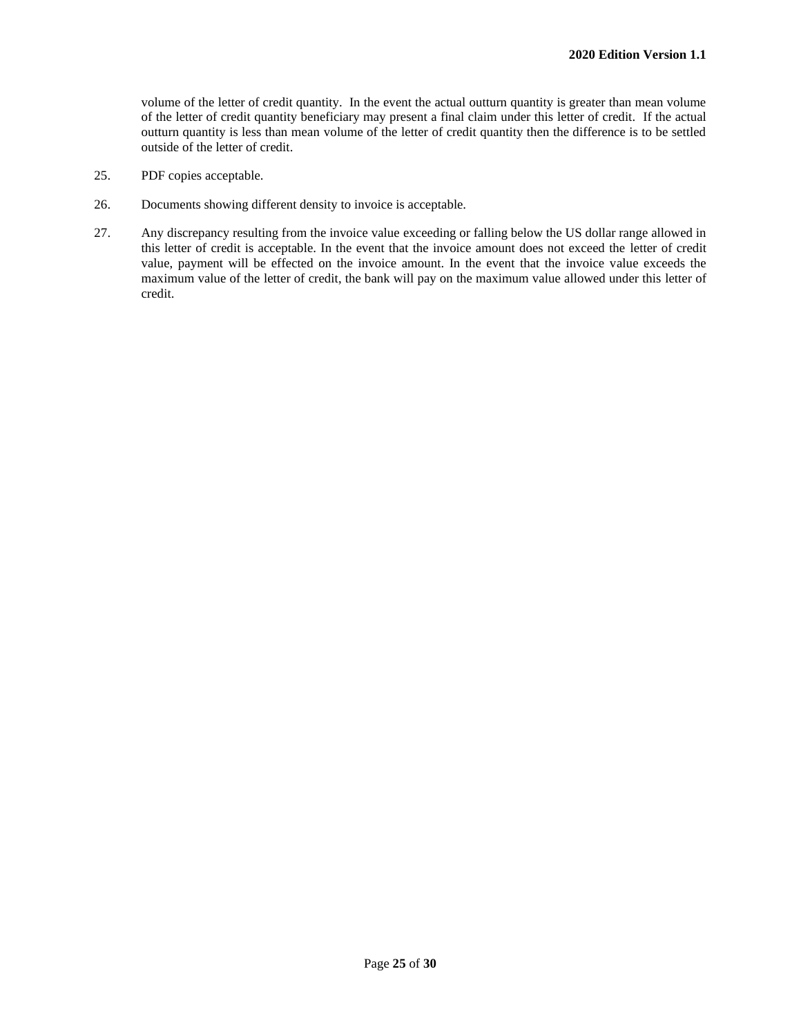volume of the letter of credit quantity. In the event the actual outturn quantity is greater than mean volume of the letter of credit quantity beneficiary may present a final claim under this letter of credit. If the actual outturn quantity is less than mean volume of the letter of credit quantity then the difference is to be settled outside of the letter of credit.

25. PDF copies acceptable.

26. Documents showing different density to invoice is acceptable.

27. Any discrepancy resulting from the invoice value exceeding or falling below the US dollar range allowed in this letter of credit is acceptable. In the event that the invoice amount does not exceed the letter of credit value, payment will be effected on the invoice amount. In the event that the invoice value exceeds the maximum value of the letter of credit, the bank will pay on the maximum value allowed under this letter of credit.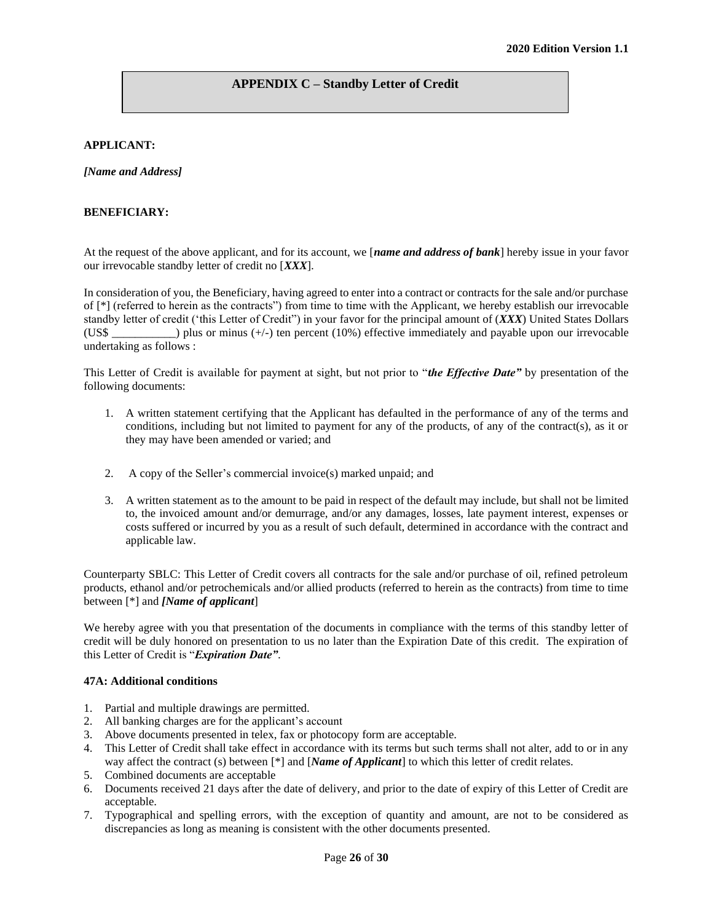## APPENDIX C – Standby Letter of Credit

**APPLICANT:**

***[Name and Address]***

**BENEFICIARY:**

At the request of the above applicant, and for its account, we [***name and address of bank***] hereby issue in your favor our irrevocable standby letter of credit no [***XXX***].

In consideration of you, the Beneficiary, having agreed to enter into a contract or contracts for the sale and/or purchase of [*] (referred to herein as the contracts") from time to time with the Applicant, we hereby establish our irrevocable standby letter of credit ('this Letter of Credit") in your favor for the principal amount of (***XXX***) United States Dollars (US$ \_\_\_\_\_\_\_\_\_\_\_) plus or minus (+/-) ten percent (10%) effective immediately and payable upon our irrevocable undertaking as follows :

This Letter of Credit is available for payment at sight, but not prior to "***the Effective Date"*** by presentation of the following documents:

1. A written statement certifying that the Applicant has defaulted in the performance of any of the terms and conditions, including but not limited to payment for any of the products, of any of the contract(s), as it or they may have been amended or varied; and

2. A copy of the Seller's commercial invoice(s) marked unpaid; and

3. A written statement as to the amount to be paid in respect of the default may include, but shall not be limited to, the invoiced amount and/or demurrage, and/or any damages, losses, late payment interest, expenses or costs suffered or incurred by you as a result of such default, determined in accordance with the contract and applicable law.

Counterparty SBLC: This Letter of Credit covers all contracts for the sale and/or purchase of oil, refined petroleum products, ethanol and/or petrochemicals and/or allied products (referred to herein as the contracts) from time to time between [*] and ***[Name of applicant***]

We hereby agree with you that presentation of the documents in compliance with the terms of this standby letter of credit will be duly honored on presentation to us no later than the Expiration Date of this credit. The expiration of this Letter of Credit is "***Expiration Date"***.

**47A: Additional conditions**

1. Partial and multiple drawings are permitted.
2. All banking charges are for the applicant's account
3. Above documents presented in telex, fax or photocopy form are acceptable.
4. This Letter of Credit shall take effect in accordance with its terms but such terms shall not alter, add to or in any way affect the contract (s) between [*] and [***Name of Applicant***] to which this letter of credit relates.
5. Combined documents are acceptable
6. Documents received 21 days after the date of delivery, and prior to the date of expiry of this Letter of Credit are acceptable.
7. Typographical and spelling errors, with the exception of quantity and amount, are not to be considered as discrepancies as long as meaning is consistent with the other documents presented.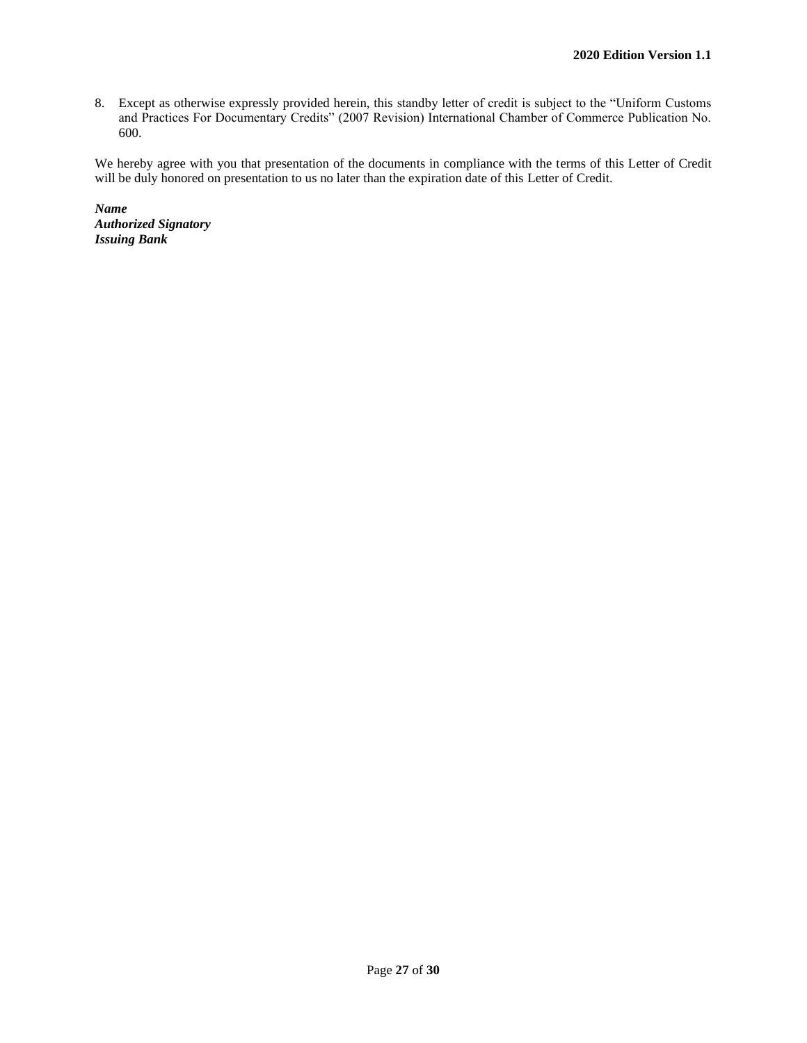8. Except as otherwise expressly provided herein, this standby letter of credit is subject to the "Uniform Customs and Practices For Documentary Credits" (2007 Revision) International Chamber of Commerce Publication No. 600.

We hereby agree with you that presentation of the documents in compliance with the terms of this Letter of Credit will be duly honored on presentation to us no later than the expiration date of this Letter of Credit.

***Name***
***Authorized Signatory***
***Issuing Bank***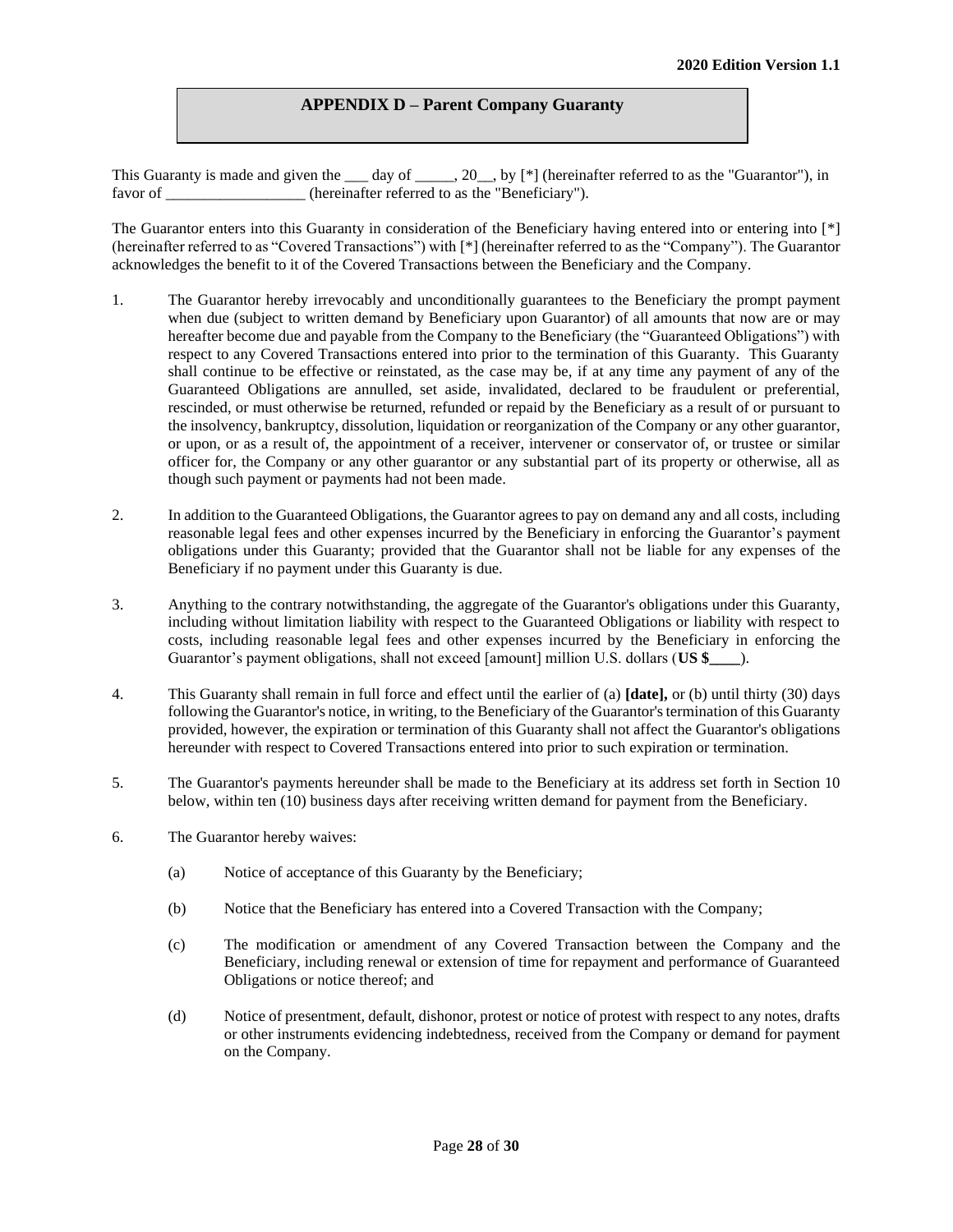## APPENDIX D – Parent Company Guaranty

This Guaranty is made and given the ___ day of _____, 20__, by [*] (hereinafter referred to as the "Guarantor"), in favor of __________________ (hereinafter referred to as the "Beneficiary").

The Guarantor enters into this Guaranty in consideration of the Beneficiary having entered into or entering into [*] (hereinafter referred to as "Covered Transactions") with [*] (hereinafter referred to as the "Company"). The Guarantor acknowledges the benefit to it of the Covered Transactions between the Beneficiary and the Company.

1. The Guarantor hereby irrevocably and unconditionally guarantees to the Beneficiary the prompt payment when due (subject to written demand by Beneficiary upon Guarantor) of all amounts that now are or may hereafter become due and payable from the Company to the Beneficiary (the "Guaranteed Obligations") with respect to any Covered Transactions entered into prior to the termination of this Guaranty. This Guaranty shall continue to be effective or reinstated, as the case may be, if at any time any payment of any of the Guaranteed Obligations are annulled, set aside, invalidated, declared to be fraudulent or preferential, rescinded, or must otherwise be returned, refunded or repaid by the Beneficiary as a result of or pursuant to the insolvency, bankruptcy, dissolution, liquidation or reorganization of the Company or any other guarantor, or upon, or as a result of, the appointment of a receiver, intervener or conservator of, or trustee or similar officer for, the Company or any other guarantor or any substantial part of its property or otherwise, all as though such payment or payments had not been made.

2. In addition to the Guaranteed Obligations, the Guarantor agrees to pay on demand any and all costs, including reasonable legal fees and other expenses incurred by the Beneficiary in enforcing the Guarantor's payment obligations under this Guaranty; provided that the Guarantor shall not be liable for any expenses of the Beneficiary if no payment under this Guaranty is due.

3. Anything to the contrary notwithstanding, the aggregate of the Guarantor's obligations under this Guaranty, including without limitation liability with respect to the Guaranteed Obligations or liability with respect to costs, including reasonable legal fees and other expenses incurred by the Beneficiary in enforcing the Guarantor's payment obligations, shall not exceed [amount] million U.S. dollars (**US $____**).

4. This Guaranty shall remain in full force and effect until the earlier of (a) **[date],** or (b) until thirty (30) days following the Guarantor's notice, in writing, to the Beneficiary of the Guarantor's termination of this Guaranty provided, however, the expiration or termination of this Guaranty shall not affect the Guarantor's obligations hereunder with respect to Covered Transactions entered into prior to such expiration or termination.

5. The Guarantor's payments hereunder shall be made to the Beneficiary at its address set forth in Section 10 below, within ten (10) business days after receiving written demand for payment from the Beneficiary.

6. The Guarantor hereby waives:

   (a) Notice of acceptance of this Guaranty by the Beneficiary;

   (b) Notice that the Beneficiary has entered into a Covered Transaction with the Company;

   (c) The modification or amendment of any Covered Transaction between the Company and the Beneficiary, including renewal or extension of time for repayment and performance of Guaranteed Obligations or notice thereof; and

   (d) Notice of presentment, default, dishonor, protest or notice of protest with respect to any notes, drafts or other instruments evidencing indebtedness, received from the Company or demand for payment on the Company.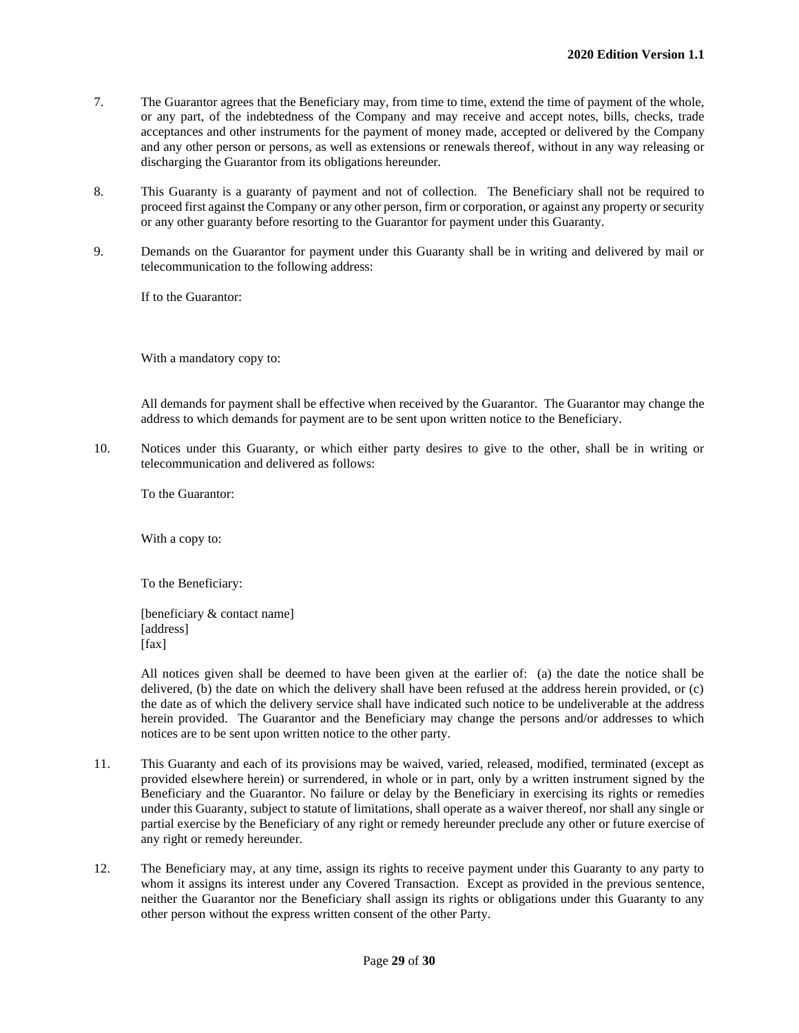7. The Guarantor agrees that the Beneficiary may, from time to time, extend the time of payment of the whole, or any part, of the indebtedness of the Company and may receive and accept notes, bills, checks, trade acceptances and other instruments for the payment of money made, accepted or delivered by the Company and any other person or persons, as well as extensions or renewals thereof, without in any way releasing or discharging the Guarantor from its obligations hereunder.

8. This Guaranty is a guaranty of payment and not of collection. The Beneficiary shall not be required to proceed first against the Company or any other person, firm or corporation, or against any property or security or any other guaranty before resorting to the Guarantor for payment under this Guaranty.

9. Demands on the Guarantor for payment under this Guaranty shall be in writing and delivered by mail or telecommunication to the following address:

   If to the Guarantor:

   With a mandatory copy to:

   All demands for payment shall be effective when received by the Guarantor. The Guarantor may change the address to which demands for payment are to be sent upon written notice to the Beneficiary.

10. Notices under this Guaranty, or which either party desires to give to the other, shall be in writing or telecommunication and delivered as follows:

    To the Guarantor:

    With a copy to:

    To the Beneficiary:

    [beneficiary & contact name]
    [address]
    [fax]

    All notices given shall be deemed to have been given at the earlier of: (a) the date the notice shall be delivered, (b) the date on which the delivery shall have been refused at the address herein provided, or (c) the date as of which the delivery service shall have indicated such notice to be undeliverable at the address herein provided. The Guarantor and the Beneficiary may change the persons and/or addresses to which notices are to be sent upon written notice to the other party.

11. This Guaranty and each of its provisions may be waived, varied, released, modified, terminated (except as provided elsewhere herein) or surrendered, in whole or in part, only by a written instrument signed by the Beneficiary and the Guarantor. No failure or delay by the Beneficiary in exercising its rights or remedies under this Guaranty, subject to statute of limitations, shall operate as a waiver thereof, nor shall any single or partial exercise by the Beneficiary of any right or remedy hereunder preclude any other or future exercise of any right or remedy hereunder.

12. The Beneficiary may, at any time, assign its rights to receive payment under this Guaranty to any party to whom it assigns its interest under any Covered Transaction. Except as provided in the previous sentence, neither the Guarantor nor the Beneficiary shall assign its rights or obligations under this Guaranty to any other person without the express written consent of the other Party.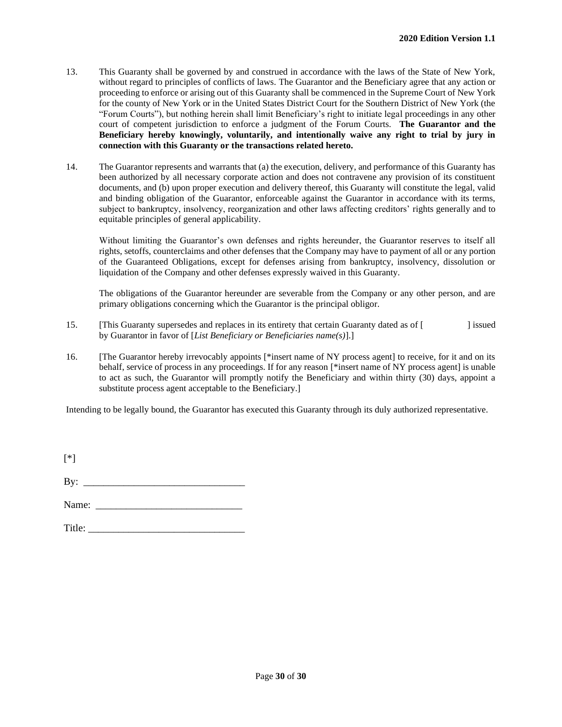13. This Guaranty shall be governed by and construed in accordance with the laws of the State of New York, without regard to principles of conflicts of laws. The Guarantor and the Beneficiary agree that any action or proceeding to enforce or arising out of this Guaranty shall be commenced in the Supreme Court of New York for the county of New York or in the United States District Court for the Southern District of New York (the "Forum Courts"), but nothing herein shall limit Beneficiary's right to initiate legal proceedings in any other court of competent jurisdiction to enforce a judgment of the Forum Courts. **The Guarantor and the Beneficiary hereby knowingly, voluntarily, and intentionally waive any right to trial by jury in connection with this Guaranty or the transactions related hereto.**

14. The Guarantor represents and warrants that (a) the execution, delivery, and performance of this Guaranty has been authorized by all necessary corporate action and does not contravene any provision of its constituent documents, and (b) upon proper execution and delivery thereof, this Guaranty will constitute the legal, valid and binding obligation of the Guarantor, enforceable against the Guarantor in accordance with its terms, subject to bankruptcy, insolvency, reorganization and other laws affecting creditors' rights generally and to equitable principles of general applicability.

    Without limiting the Guarantor's own defenses and rights hereunder, the Guarantor reserves to itself all rights, setoffs, counterclaims and other defenses that the Company may have to payment of all or any portion of the Guaranteed Obligations, except for defenses arising from bankruptcy, insolvency, dissolution or liquidation of the Company and other defenses expressly waived in this Guaranty.

    The obligations of the Guarantor hereunder are severable from the Company or any other person, and are primary obligations concerning which the Guarantor is the principal obligor.

15. [This Guaranty supersedes and replaces in its entirety that certain Guaranty dated as of [ ] issued by Guarantor in favor of [*List Beneficiary or Beneficiaries name(s)*].]

16. [The Guarantor hereby irrevocably appoints [*insert name of NY process agent] to receive, for it and on its behalf, service of process in any proceedings. If for any reason [*insert name of NY process agent] is unable to act as such, the Guarantor will promptly notify the Beneficiary and within thirty (30) days, appoint a substitute process agent acceptable to the Beneficiary.]

Intending to be legally bound, the Guarantor has executed this Guaranty through its duly authorized representative.

[*]

By: ________________________________

Name: ____________________________

Title: _______________________________